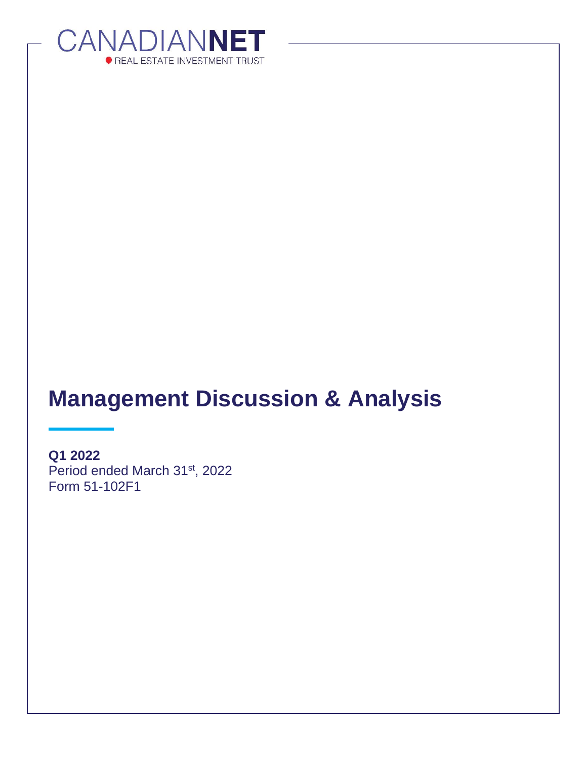CANADIANNET
REAL ESTATE INVESTMENT TRUST

# Management Discussion & Analysis

**Q1 2022**
Period ended March 31st, 2022
Form 51-102F1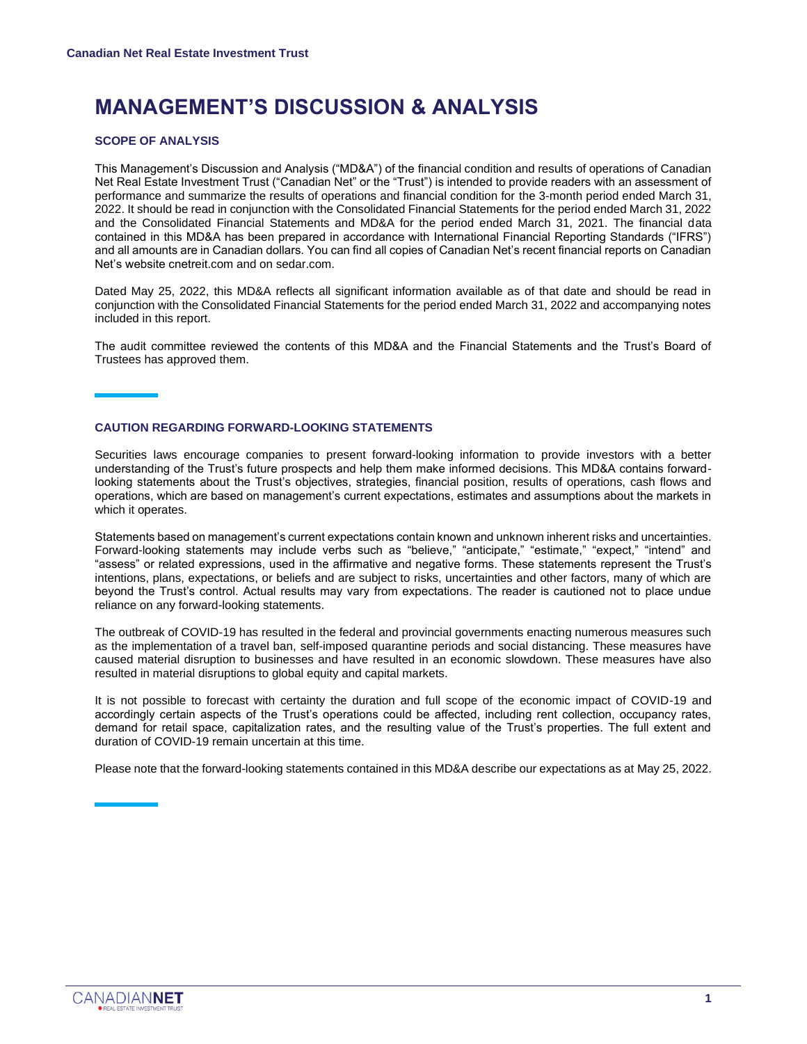# MANAGEMENT'S DISCUSSION & ANALYSIS

### SCOPE OF ANALYSIS

This Management's Discussion and Analysis ("MD&A") of the financial condition and results of operations of Canadian Net Real Estate Investment Trust ("Canadian Net" or the "Trust") is intended to provide readers with an assessment of performance and summarize the results of operations and financial condition for the 3-month period ended March 31, 2022. It should be read in conjunction with the Consolidated Financial Statements for the period ended March 31, 2022 and the Consolidated Financial Statements and MD&A for the period ended March 31, 2021. The financial data contained in this MD&A has been prepared in accordance with International Financial Reporting Standards ("IFRS") and all amounts are in Canadian dollars. You can find all copies of Canadian Net's recent financial reports on Canadian Net's website cnetreit.com and on sedar.com.

Dated May 25, 2022, this MD&A reflects all significant information available as of that date and should be read in conjunction with the Consolidated Financial Statements for the period ended March 31, 2022 and accompanying notes included in this report.

The audit committee reviewed the contents of this MD&A and the Financial Statements and the Trust's Board of Trustees has approved them.

### CAUTION REGARDING FORWARD-LOOKING STATEMENTS

Securities laws encourage companies to present forward-looking information to provide investors with a better understanding of the Trust's future prospects and help them make informed decisions. This MD&A contains forward-looking statements about the Trust's objectives, strategies, financial position, results of operations, cash flows and operations, which are based on management's current expectations, estimates and assumptions about the markets in which it operates.

Statements based on management's current expectations contain known and unknown inherent risks and uncertainties. Forward-looking statements may include verbs such as "believe," "anticipate," "estimate," "expect," "intend" and "assess" or related expressions, used in the affirmative and negative forms. These statements represent the Trust's intentions, plans, expectations, or beliefs and are subject to risks, uncertainties and other factors, many of which are beyond the Trust's control. Actual results may vary from expectations. The reader is cautioned not to place undue reliance on any forward-looking statements.

The outbreak of COVID-19 has resulted in the federal and provincial governments enacting numerous measures such as the implementation of a travel ban, self-imposed quarantine periods and social distancing. These measures have caused material disruption to businesses and have resulted in an economic slowdown. These measures have also resulted in material disruptions to global equity and capital markets.

It is not possible to forecast with certainty the duration and full scope of the economic impact of COVID-19 and accordingly certain aspects of the Trust's operations could be affected, including rent collection, occupancy rates, demand for retail space, capitalization rates, and the resulting value of the Trust's properties. The full extent and duration of COVID-19 remain uncertain at this time.

Please note that the forward-looking statements contained in this MD&A describe our expectations as at May 25, 2022.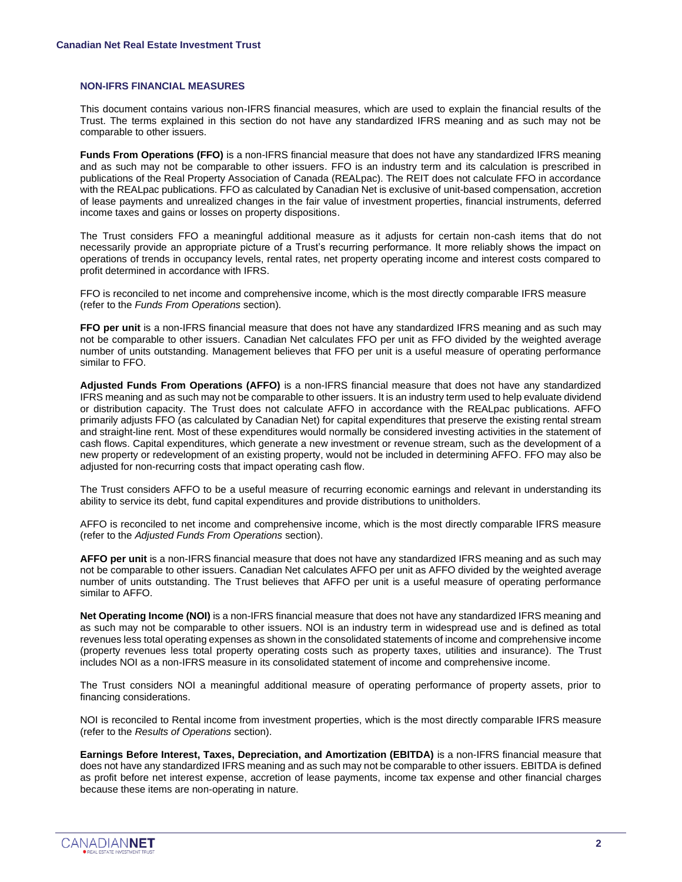## NON-IFRS FINANCIAL MEASURES

This document contains various non-IFRS financial measures, which are used to explain the financial results of the Trust. The terms explained in this section do not have any standardized IFRS meaning and as such may not be comparable to other issuers.

**Funds From Operations (FFO)** is a non-IFRS financial measure that does not have any standardized IFRS meaning and as such may not be comparable to other issuers. FFO is an industry term and its calculation is prescribed in publications of the Real Property Association of Canada (REALpac). The REIT does not calculate FFO in accordance with the REALpac publications. FFO as calculated by Canadian Net is exclusive of unit-based compensation, accretion of lease payments and unrealized changes in the fair value of investment properties, financial instruments, deferred income taxes and gains or losses on property dispositions.

The Trust considers FFO a meaningful additional measure as it adjusts for certain non-cash items that do not necessarily provide an appropriate picture of a Trust's recurring performance. It more reliably shows the impact on operations of trends in occupancy levels, rental rates, net property operating income and interest costs compared to profit determined in accordance with IFRS.

FFO is reconciled to net income and comprehensive income, which is the most directly comparable IFRS measure (refer to the *Funds From Operations* section).

**FFO per unit** is a non-IFRS financial measure that does not have any standardized IFRS meaning and as such may not be comparable to other issuers. Canadian Net calculates FFO per unit as FFO divided by the weighted average number of units outstanding. Management believes that FFO per unit is a useful measure of operating performance similar to FFO.

**Adjusted Funds From Operations (AFFO)** is a non-IFRS financial measure that does not have any standardized IFRS meaning and as such may not be comparable to other issuers. It is an industry term used to help evaluate dividend or distribution capacity. The Trust does not calculate AFFO in accordance with the REALpac publications. AFFO primarily adjusts FFO (as calculated by Canadian Net) for capital expenditures that preserve the existing rental stream and straight-line rent. Most of these expenditures would normally be considered investing activities in the statement of cash flows. Capital expenditures, which generate a new investment or revenue stream, such as the development of a new property or redevelopment of an existing property, would not be included in determining AFFO. FFO may also be adjusted for non-recurring costs that impact operating cash flow.

The Trust considers AFFO to be a useful measure of recurring economic earnings and relevant in understanding its ability to service its debt, fund capital expenditures and provide distributions to unitholders.

AFFO is reconciled to net income and comprehensive income, which is the most directly comparable IFRS measure (refer to the *Adjusted Funds From Operations* section).

**AFFO per unit** is a non-IFRS financial measure that does not have any standardized IFRS meaning and as such may not be comparable to other issuers. Canadian Net calculates AFFO per unit as AFFO divided by the weighted average number of units outstanding. The Trust believes that AFFO per unit is a useful measure of operating performance similar to AFFO.

**Net Operating Income (NOI)** is a non-IFRS financial measure that does not have any standardized IFRS meaning and as such may not be comparable to other issuers. NOI is an industry term in widespread use and is defined as total revenues less total operating expenses as shown in the consolidated statements of income and comprehensive income (property revenues less total property operating costs such as property taxes, utilities and insurance). The Trust includes NOI as a non-IFRS measure in its consolidated statement of income and comprehensive income.

The Trust considers NOI a meaningful additional measure of operating performance of property assets, prior to financing considerations.

NOI is reconciled to Rental income from investment properties, which is the most directly comparable IFRS measure (refer to the *Results of Operations* section).

**Earnings Before Interest, Taxes, Depreciation, and Amortization (EBITDA)** is a non-IFRS financial measure that does not have any standardized IFRS meaning and as such may not be comparable to other issuers. EBITDA is defined as profit before net interest expense, accretion of lease payments, income tax expense and other financial charges because these items are non-operating in nature.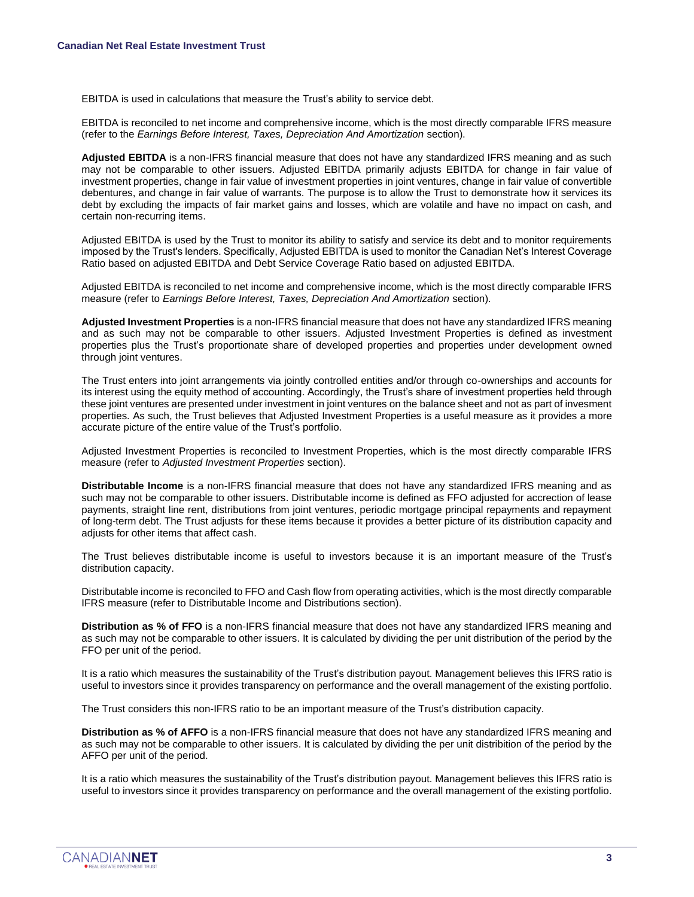EBITDA is used in calculations that measure the Trust's ability to service debt.

EBITDA is reconciled to net income and comprehensive income, which is the most directly comparable IFRS measure (refer to the *Earnings Before Interest, Taxes, Depreciation And Amortization* section).

**Adjusted EBITDA** is a non-IFRS financial measure that does not have any standardized IFRS meaning and as such may not be comparable to other issuers. Adjusted EBITDA primarily adjusts EBITDA for change in fair value of investment properties, change in fair value of investment properties in joint ventures, change in fair value of convertible debentures, and change in fair value of warrants. The purpose is to allow the Trust to demonstrate how it services its debt by excluding the impacts of fair market gains and losses, which are volatile and have no impact on cash, and certain non-recurring items.

Adjusted EBITDA is used by the Trust to monitor its ability to satisfy and service its debt and to monitor requirements imposed by the Trust's lenders. Specifically, Adjusted EBITDA is used to monitor the Canadian Net's Interest Coverage Ratio based on adjusted EBITDA and Debt Service Coverage Ratio based on adjusted EBITDA.

Adjusted EBITDA is reconciled to net income and comprehensive income, which is the most directly comparable IFRS measure (refer to *Earnings Before Interest, Taxes, Depreciation And Amortization* section).

**Adjusted Investment Properties** is a non-IFRS financial measure that does not have any standardized IFRS meaning and as such may not be comparable to other issuers. Adjusted Investment Properties is defined as investment properties plus the Trust's proportionate share of developed properties and properties under development owned through joint ventures.

The Trust enters into joint arrangements via jointly controlled entities and/or through co-ownerships and accounts for its interest using the equity method of accounting. Accordingly, the Trust's share of investment properties held through these joint ventures are presented under investment in joint ventures on the balance sheet and not as part of invesment properties. As such, the Trust believes that Adjusted Investment Properties is a useful measure as it provides a more accurate picture of the entire value of the Trust's portfolio.

Adjusted Investment Properties is reconciled to Investment Properties, which is the most directly comparable IFRS measure (refer to *Adjusted Investment Properties* section).

**Distributable Income** is a non-IFRS financial measure that does not have any standardized IFRS meaning and as such may not be comparable to other issuers. Distributable income is defined as FFO adjusted for accrection of lease payments, straight line rent, distributions from joint ventures, periodic mortgage principal repayments and repayment of long-term debt. The Trust adjusts for these items because it provides a better picture of its distribution capacity and adjusts for other items that affect cash.

The Trust believes distributable income is useful to investors because it is an important measure of the Trust's distribution capacity.

Distributable income is reconciled to FFO and Cash flow from operating activities, which is the most directly comparable IFRS measure (refer to Distributable Income and Distributions section).

**Distribution as % of FFO** is a non-IFRS financial measure that does not have any standardized IFRS meaning and as such may not be comparable to other issuers. It is calculated by dividing the per unit distribution of the period by the FFO per unit of the period.

It is a ratio which measures the sustainability of the Trust's distribution payout. Management believes this IFRS ratio is useful to investors since it provides transparency on performance and the overall management of the existing portfolio.

The Trust considers this non-IFRS ratio to be an important measure of the Trust's distribution capacity.

**Distribution as % of AFFO** is a non-IFRS financial measure that does not have any standardized IFRS meaning and as such may not be comparable to other issuers. It is calculated by dividing the per unit distribition of the period by the AFFO per unit of the period.

It is a ratio which measures the sustainability of the Trust's distribution payout. Management believes this IFRS ratio is useful to investors since it provides transparency on performance and the overall management of the existing portfolio.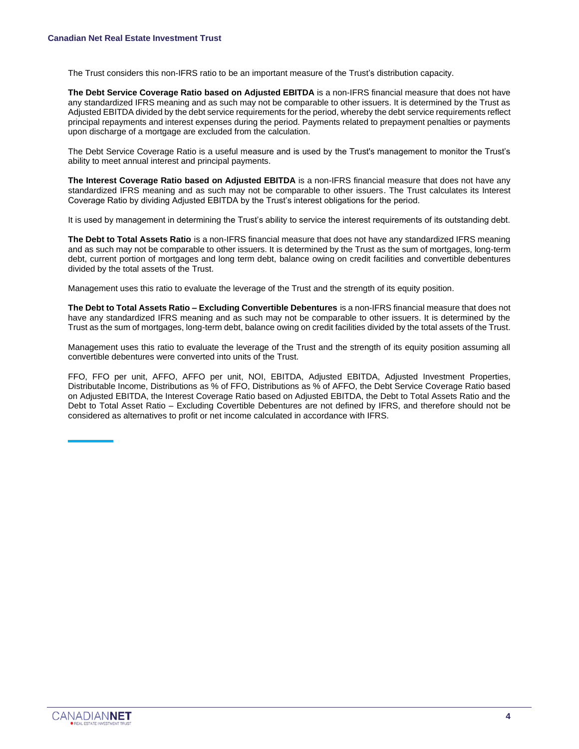The Trust considers this non-IFRS ratio to be an important measure of the Trust's distribution capacity.

**The Debt Service Coverage Ratio based on Adjusted EBITDA** is a non-IFRS financial measure that does not have any standardized IFRS meaning and as such may not be comparable to other issuers. It is determined by the Trust as Adjusted EBITDA divided by the debt service requirements for the period, whereby the debt service requirements reflect principal repayments and interest expenses during the period. Payments related to prepayment penalties or payments upon discharge of a mortgage are excluded from the calculation.

The Debt Service Coverage Ratio is a useful measure and is used by the Trust's management to monitor the Trust's ability to meet annual interest and principal payments.

**The Interest Coverage Ratio based on Adjusted EBITDA** is a non-IFRS financial measure that does not have any standardized IFRS meaning and as such may not be comparable to other issuers. The Trust calculates its Interest Coverage Ratio by dividing Adjusted EBITDA by the Trust's interest obligations for the period.

It is used by management in determining the Trust's ability to service the interest requirements of its outstanding debt.

**The Debt to Total Assets Ratio** is a non-IFRS financial measure that does not have any standardized IFRS meaning and as such may not be comparable to other issuers. It is determined by the Trust as the sum of mortgages, long-term debt, current portion of mortgages and long term debt, balance owing on credit facilities and convertible debentures divided by the total assets of the Trust.

Management uses this ratio to evaluate the leverage of the Trust and the strength of its equity position.

**The Debt to Total Assets Ratio – Excluding Convertible Debentures** is a non-IFRS financial measure that does not have any standardized IFRS meaning and as such may not be comparable to other issuers. It is determined by the Trust as the sum of mortgages, long-term debt, balance owing on credit facilities divided by the total assets of the Trust.

Management uses this ratio to evaluate the leverage of the Trust and the strength of its equity position assuming all convertible debentures were converted into units of the Trust.

FFO, FFO per unit, AFFO, AFFO per unit, NOI, EBITDA, Adjusted EBITDA, Adjusted Investment Properties, Distributable Income, Distributions as % of FFO, Distributions as % of AFFO, the Debt Service Coverage Ratio based on Adjusted EBITDA, the Interest Coverage Ratio based on Adjusted EBITDA, the Debt to Total Assets Ratio and the Debt to Total Asset Ratio – Excluding Covertible Debentures are not defined by IFRS, and therefore should not be considered as alternatives to profit or net income calculated in accordance with IFRS.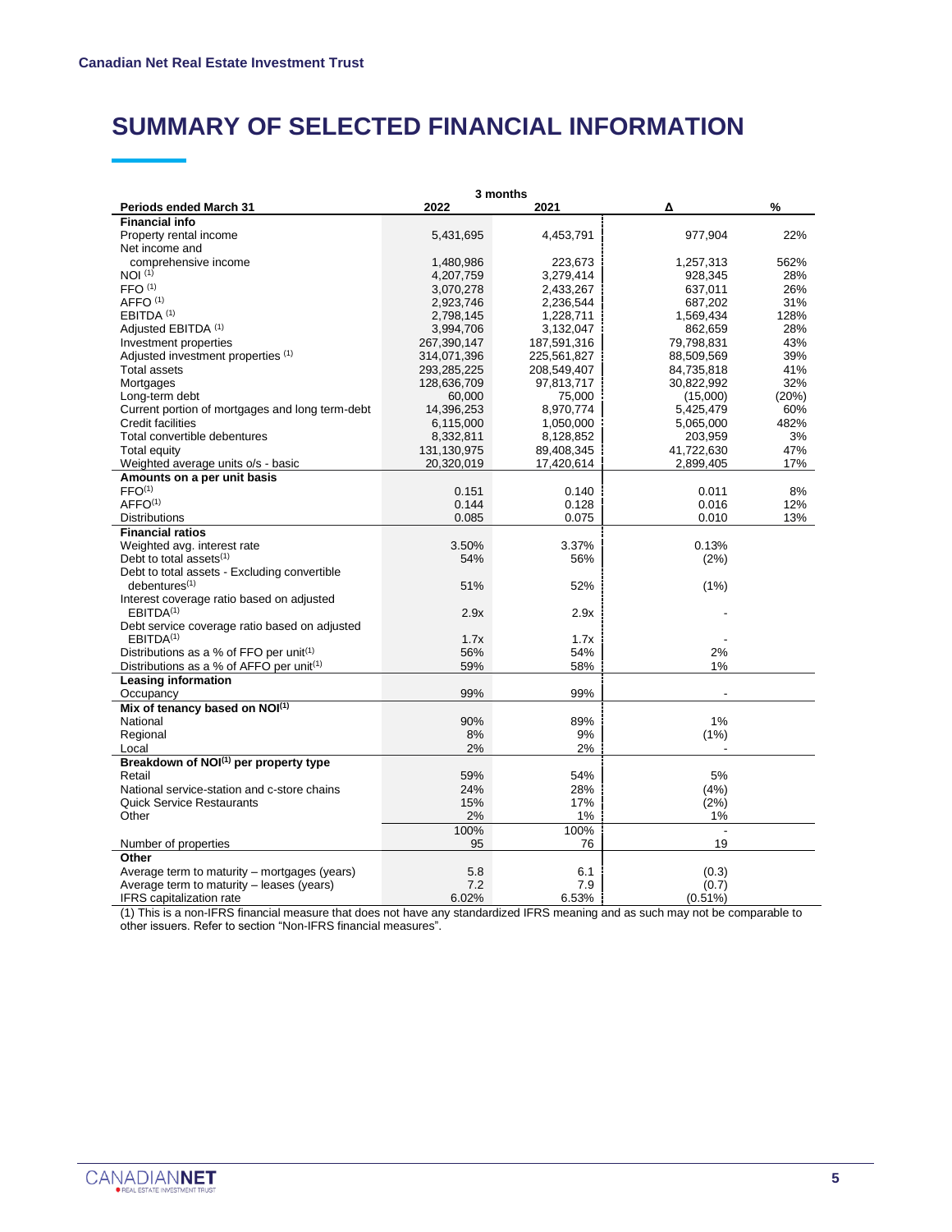# SUMMARY OF SELECTED FINANCIAL INFORMATION

| Periods ended March 31 | 3 months 2022 | 2021 | Δ | % |
|---|---|---|---|---|
| **Financial info** | | | | |
| Property rental income | 5,431,695 | 4,453,791 | 977,904 | 22% |
| Net income and comprehensive income | 1,480,986 | 223,673 | 1,257,313 | 562% |
| NOI (1) | 4,207,759 | 3,279,414 | 928,345 | 28% |
| FFO (1) | 3,070,278 | 2,433,267 | 637,011 | 26% |
| AFFO (1) | 2,923,746 | 2,236,544 | 687,202 | 31% |
| EBITDA (1) | 2,798,145 | 1,228,711 | 1,569,434 | 128% |
| Adjusted EBITDA (1) | 3,994,706 | 3,132,047 | 862,659 | 28% |
| Investment properties | 267,390,147 | 187,591,316 | 79,798,831 | 43% |
| Adjusted investment properties (1) | 314,071,396 | 225,561,827 | 88,509,569 | 39% |
| Total assets | 293,285,225 | 208,549,407 | 84,735,818 | 41% |
| Mortgages | 128,636,709 | 97,813,717 | 30,822,992 | 32% |
| Long-term debt | 60,000 | 75,000 | (15,000) | (20%) |
| Current portion of mortgages and long term-debt | 14,396,253 | 8,970,774 | 5,425,479 | 60% |
| Credit facilities | 6,115,000 | 1,050,000 | 5,065,000 | 482% |
| Total convertible debentures | 8,332,811 | 8,128,852 | 203,959 | 3% |
| Total equity | 131,130,975 | 89,408,345 | 41,722,630 | 47% |
| Weighted average units o/s - basic | 20,320,019 | 17,420,614 | 2,899,405 | 17% |
| **Amounts on a per unit basis** | | | | |
| FFO(1) | 0.151 | 0.140 | 0.011 | 8% |
| AFFO(1) | 0.144 | 0.128 | 0.016 | 12% |
| Distributions | 0.085 | 0.075 | 0.010 | 13% |
| **Financial ratios** | | | | |
| Weighted avg. interest rate | 3.50% | 3.37% | 0.13% | |
| Debt to total assets(1) | 54% | 56% | (2%) | |
| Debt to total assets - Excluding convertible debentures(1) | 51% | 52% | (1%) | |
| Interest coverage ratio based on adjusted EBITDA(1) | 2.9x | 2.9x | - | |
| Debt service coverage ratio based on adjusted EBITDA(1) | 1.7x | 1.7x | - | |
| Distributions as a % of FFO per unit(1) | 56% | 54% | 2% | |
| Distributions as a % of AFFO per unit(1) | 59% | 58% | 1% | |
| **Leasing information** | | | | |
| Occupancy | 99% | 99% | - | |
| **Mix of tenancy based on NOI(1)** | | | | |
| National | 90% | 89% | 1% | |
| Regional | 8% | 9% | (1%) | |
| Local | 2% | 2% | - | |
| **Breakdown of NOI(1) per property type** | | | | |
| Retail | 59% | 54% | 5% | |
| National service-station and c-store chains | 24% | 28% | (4%) | |
| Quick Service Restaurants | 15% | 17% | (2%) | |
| Other | 2% | 1% | 1% | |
| | 100% | 100% | - | |
| Number of properties | 95 | 76 | 19 | |
| **Other** | | | | |
| Average term to maturity – mortgages (years) | 5.8 | 6.1 | (0.3) | |
| Average term to maturity – leases (years) | 7.2 | 7.9 | (0.7) | |
| IFRS capitalization rate | 6.02% | 6.53% | (0.51%) | |

(1) This is a non-IFRS financial measure that does not have any standardized IFRS meaning and as such may not be comparable to other issuers. Refer to section "Non-IFRS financial measures".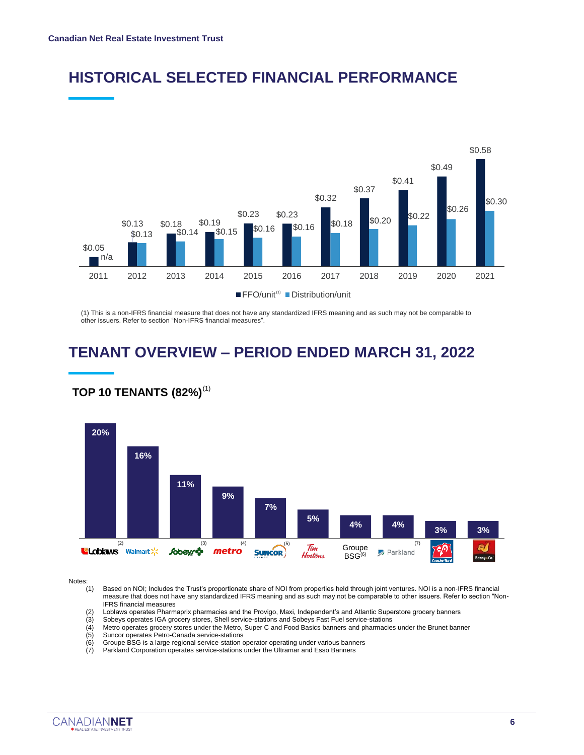## HISTORICAL SELECTED FINANCIAL PERFORMANCE

| Year | FFO/unit[1] | Distribution/unit |
|---|---|---|
| 2011 | $0.05 | n/a |
| 2012 | $0.13 | $0.13 |
| 2013 | $0.18 | $0.14 |
| 2014 | $0.19 | $0.15 |
| 2015 | $0.23 | $0.16 |
| 2016 | $0.23 | $0.16 |
| 2017 | $0.32 | $0.18 |
| 2018 | $0.37 | $0.20 |
| 2019 | $0.41 | $0.22 |
| 2020 | $0.49 | $0.26 |
| 2021 | $0.58 | $0.30 |

(1) This is a non-IFRS financial measure that does not have any standardized IFRS meaning and as such may not be comparable to other issuers. Refer to section "Non-IFRS financial measures".

## TENANT OVERVIEW – PERIOD ENDED MARCH 31, 2022

### TOP 10 TENANTS (82%)[1]

| Tenant | % |
|---|---|
| Loblaws[2] | 20% |
| Walmart | 16% |
| Sobeys[3] | 11% |
| Metro[4] | 9% |
| Suncor[5] | 7% |
| Tim Hortons | 5% |
| Groupe BSG[6] | 4% |
| Parkland[7] | 4% |
| Couche-Tard | 3% |
| Benny&Co. | 3% |

Notes:

(1) Based on NOI; Includes the Trust's proportionate share of NOI from properties held through joint ventures. NOI is a non-IFRS financial measure that does not have any standardized IFRS meaning and as such may not be comparable to other issuers. Refer to section "Non-IFRS financial measures

(2) Loblaws operates Pharmaprix pharmacies and the Provigo, Maxi, Independent's and Atlantic Superstore grocery banners

(3) Sobeys operates IGA grocery stores, Shell service-stations and Sobeys Fast Fuel service-stations

(4) Metro operates grocery stores under the Metro, Super C and Food Basics banners and pharmacies under the Brunet banner

(5) Suncor operates Petro-Canada service-stations

(6) Groupe BSG is a large regional service-station operator operating under various banners

(7) Parkland Corporation operates service-stations under the Ultramar and Esso Banners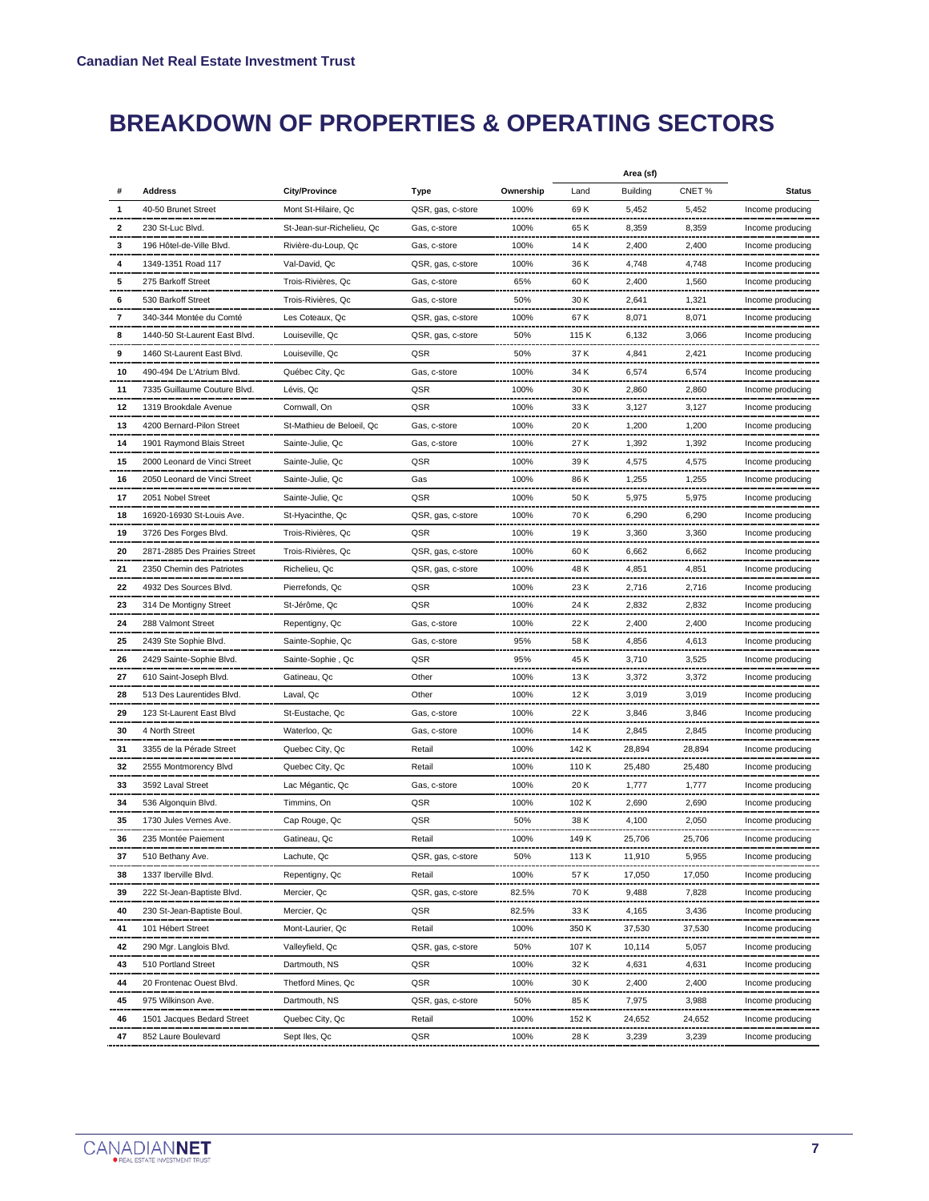# BREAKDOWN OF PROPERTIES & OPERATING SECTORS

| # | Address | City/Province | Type | Ownership | Area (sf) Land | Building | CNET % | Status |
|---|---|---|---|---|---|---|---|---|
| 1 | 40-50 Brunet Street | Mont St-Hilaire, Qc | QSR, gas, c-store | 100% | 69 K | 5,452 | 5,452 | Income producing |
| 2 | 230 St-Luc Blvd. | St-Jean-sur-Richelieu, Qc | Gas, c-store | 100% | 65 K | 8,359 | 8,359 | Income producing |
| 3 | 196 Hôtel-de-Ville Blvd. | Rivière-du-Loup, Qc | Gas, c-store | 100% | 14 K | 2,400 | 2,400 | Income producing |
| 4 | 1349-1351 Road 117 | Val-David, Qc | QSR, gas, c-store | 100% | 36 K | 4,748 | 4,748 | Income producing |
| 5 | 275 Barkoff Street | Trois-Rivières, Qc | Gas, c-store | 65% | 60 K | 2,400 | 1,560 | Income producing |
| 6 | 530 Barkoff Street | Trois-Rivières, Qc | Gas, c-store | 50% | 30 K | 2,641 | 1,321 | Income producing |
| 7 | 340-344 Montée du Comté | Les Coteaux, Qc | QSR, gas, c-store | 100% | 67 K | 8,071 | 8,071 | Income producing |
| 8 | 1440-50 St-Laurent East Blvd. | Louiseville, Qc | QSR, gas, c-store | 50% | 115 K | 6,132 | 3,066 | Income producing |
| 9 | 1460 St-Laurent East Blvd. | Louiseville, Qc | QSR | 50% | 37 K | 4,841 | 2,421 | Income producing |
| 10 | 490-494 De L'Atrium Blvd. | Québec City, Qc | Gas, c-store | 100% | 34 K | 6,574 | 6,574 | Income producing |
| 11 | 7335 Guillaume Couture Blvd. | Lévis, Qc | QSR | 100% | 30 K | 2,860 | 2,860 | Income producing |
| 12 | 1319 Brookdale Avenue | Cornwall, On | QSR | 100% | 33 K | 3,127 | 3,127 | Income producing |
| 13 | 4200 Bernard-Pilon Street | St-Mathieu de Beloeil, Qc | Gas, c-store | 100% | 20 K | 1,200 | 1,200 | Income producing |
| 14 | 1901 Raymond Blais Street | Sainte-Julie, Qc | Gas, c-store | 100% | 27 K | 1,392 | 1,392 | Income producing |
| 15 | 2000 Leonard de Vinci Street | Sainte-Julie, Qc | QSR | 100% | 39 K | 4,575 | 4,575 | Income producing |
| 16 | 2050 Leonard de Vinci Street | Sainte-Julie, Qc | Gas | 100% | 86 K | 1,255 | 1,255 | Income producing |
| 17 | 2051 Nobel Street | Sainte-Julie, Qc | QSR | 100% | 50 K | 5,975 | 5,975 | Income producing |
| 18 | 16920-16930 St-Louis Ave. | St-Hyacinthe, Qc | QSR, gas, c-store | 100% | 70 K | 6,290 | 6,290 | Income producing |
| 19 | 3726 Des Forges Blvd. | Trois-Rivières, Qc | QSR | 100% | 19 K | 3,360 | 3,360 | Income producing |
| 20 | 2871-2885 Des Prairies Street | Trois-Rivières, Qc | QSR, gas, c-store | 100% | 60 K | 6,662 | 6,662 | Income producing |
| 21 | 2350 Chemin des Patriotes | Richelieu, Qc | QSR, gas, c-store | 100% | 48 K | 4,851 | 4,851 | Income producing |
| 22 | 4932 Des Sources Blvd. | Pierrefonds, Qc | QSR | 100% | 23 K | 2,716 | 2,716 | Income producing |
| 23 | 314 De Montigny Street | St-Jérôme, Qc | QSR | 100% | 24 K | 2,832 | 2,832 | Income producing |
| 24 | 288 Valmont Street | Repentigny, Qc | Gas, c-store | 100% | 22 K | 2,400 | 2,400 | Income producing |
| 25 | 2439 Ste Sophie Blvd. | Sainte-Sophie, Qc | Gas, c-store | 95% | 58 K | 4,856 | 4,613 | Income producing |
| 26 | 2429 Sainte-Sophie Blvd. | Sainte-Sophie , Qc | QSR | 95% | 45 K | 3,710 | 3,525 | Income producing |
| 27 | 610 Saint-Joseph Blvd. | Gatineau, Qc | Other | 100% | 13 K | 3,372 | 3,372 | Income producing |
| 28 | 513 Des Laurentides Blvd. | Laval, Qc | Other | 100% | 12 K | 3,019 | 3,019 | Income producing |
| 29 | 123 St-Laurent East Blvd | St-Eustache, Qc | Gas, c-store | 100% | 22 K | 3,846 | 3,846 | Income producing |
| 30 | 4 North Street | Waterloo, Qc | Gas, c-store | 100% | 14 K | 2,845 | 2,845 | Income producing |
| 31 | 3355 de la Pérade Street | Quebec City, Qc | Retail | 100% | 142 K | 28,894 | 28,894 | Income producing |
| 32 | 2555 Montmorency Blvd | Quebec City, Qc | Retail | 100% | 110 K | 25,480 | 25,480 | Income producing |
| 33 | 3592 Laval Street | Lac Mégantic, Qc | Gas, c-store | 100% | 20 K | 1,777 | 1,777 | Income producing |
| 34 | 536 Algonquin Blvd. | Timmins, On | QSR | 100% | 102 K | 2,690 | 2,690 | Income producing |
| 35 | 1730 Jules Vernes Ave. | Cap Rouge, Qc | QSR | 50% | 38 K | 4,100 | 2,050 | Income producing |
| 36 | 235 Montée Paiement | Gatineau, Qc | Retail | 100% | 149 K | 25,706 | 25,706 | Income producing |
| 37 | 510 Bethany Ave. | Lachute, Qc | QSR, gas, c-store | 50% | 113 K | 11,910 | 5,955 | Income producing |
| 38 | 1337 Iberville Blvd. | Repentigny, Qc | Retail | 100% | 57 K | 17,050 | 17,050 | Income producing |
| 39 | 222 St-Jean-Baptiste Blvd. | Mercier, Qc | QSR, gas, c-store | 82.5% | 70 K | 9,488 | 7,828 | Income producing |
| 40 | 230 St-Jean-Baptiste Boul. | Mercier, Qc | QSR | 82.5% | 33 K | 4,165 | 3,436 | Income producing |
| 41 | 101 Hébert Street | Mont-Laurier, Qc | Retail | 100% | 350 K | 37,530 | 37,530 | Income producing |
| 42 | 290 Mgr. Langlois Blvd. | Valleyfield, Qc | QSR, gas, c-store | 50% | 107 K | 10,114 | 5,057 | Income producing |
| 43 | 510 Portland Street | Dartmouth, NS | QSR | 100% | 32 K | 4,631 | 4,631 | Income producing |
| 44 | 20 Frontenac Ouest Blvd. | Thetford Mines, Qc | QSR | 100% | 30 K | 2,400 | 2,400 | Income producing |
| 45 | 975 Wilkinson Ave. | Dartmouth, NS | QSR, gas, c-store | 50% | 85 K | 7,975 | 3,988 | Income producing |
| 46 | 1501 Jacques Bedard Street | Quebec City, Qc | Retail | 100% | 152 K | 24,652 | 24,652 | Income producing |
| 47 | 852 Laure Boulevard | Sept Iles, Qc | QSR | 100% | 28 K | 3,239 | 3,239 | Income producing |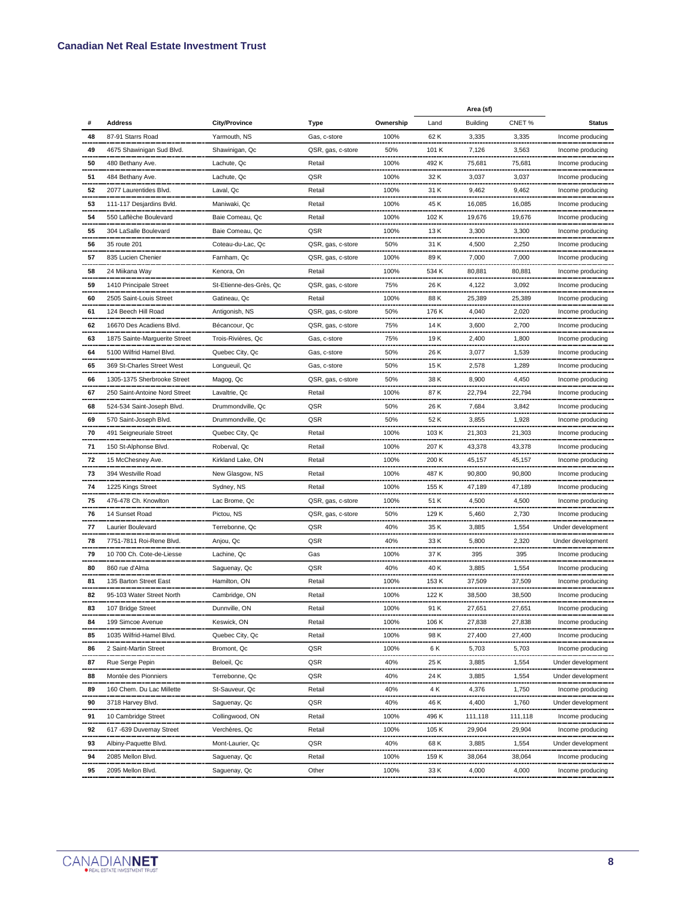## Canadian Net Real Estate Investment Trust

| # | Address | City/Province | Type | Ownership | Area (sf) Land | Building | CNET % | Status |
|---|---|---|---|---|---|---|---|---|
| 48 | 87-91 Starrs Road | Yarmouth, NS | Gas, c-store | 100% | 62 K | 3,335 | 3,335 | Income producing |
| 49 | 4675 Shawinigan Sud Blvd. | Shawinigan, Qc | QSR, gas, c-store | 50% | 101 K | 7,126 | 3,563 | Income producing |
| 50 | 480 Bethany Ave. | Lachute, Qc | Retail | 100% | 492 K | 75,681 | 75,681 | Income producing |
| 51 | 484 Bethany Ave. | Lachute, Qc | QSR | 100% | 32 K | 3,037 | 3,037 | Income producing |
| 52 | 2077 Laurentides Blvd. | Laval, Qc | Retail | 100% | 31 K | 9,462 | 9,462 | Income producing |
| 53 | 111-117 Desjardins Bvld. | Maniwaki, Qc | Retail | 100% | 45 K | 16,085 | 16,085 | Income producing |
| 54 | 550 Laflèche Boulevard | Baie Comeau, Qc | Retail | 100% | 102 K | 19,676 | 19,676 | Income producing |
| 55 | 304 LaSalle Boulevard | Baie Comeau, Qc | QSR | 100% | 13 K | 3,300 | 3,300 | Income producing |
| 56 | 35 route 201 | Coteau-du-Lac, Qc | QSR, gas, c-store | 50% | 31 K | 4,500 | 2,250 | Income producing |
| 57 | 835 Lucien Chenier | Farnham, Qc | QSR, gas, c-store | 100% | 89 K | 7,000 | 7,000 | Income producing |
| 58 | 24 Miikana Way | Kenora, On | Retail | 100% | 534 K | 80,881 | 80,881 | Income producing |
| 59 | 1410 Principale Street | St-Etienne-des-Grès, Qc | QSR, gas, c-store | 75% | 26 K | 4,122 | 3,092 | Income producing |
| 60 | 2505 Saint-Louis Street | Gatineau, Qc | Retail | 100% | 88 K | 25,389 | 25,389 | Income producing |
| 61 | 124 Beech Hill Road | Antigonish, NS | QSR, gas, c-store | 50% | 176 K | 4,040 | 2,020 | Income producing |
| 62 | 16670 Des Acadiens Blvd. | Bécancour, Qc | QSR, gas, c-store | 75% | 14 K | 3,600 | 2,700 | Income producing |
| 63 | 1875 Sainte-Marguerite Street | Trois-Rivières, Qc | Gas, c-store | 75% | 19 K | 2,400 | 1,800 | Income producing |
| 64 | 5100 Wilfrid Hamel Blvd. | Quebec City, Qc | Gas, c-store | 50% | 26 K | 3,077 | 1,539 | Income producing |
| 65 | 369 St-Charles Street West | Longueuil, Qc | Gas, c-store | 50% | 15 K | 2,578 | 1,289 | Income producing |
| 66 | 1305-1375 Sherbrooke Street | Magog, Qc | QSR, gas, c-store | 50% | 38 K | 8,900 | 4,450 | Income producing |
| 67 | 250 Saint-Antoine Nord Street | Lavaltrie, Qc | Retail | 100% | 87 K | 22,794 | 22,794 | Income producing |
| 68 | 524-534 Saint-Joseph Blvd. | Drummondville, Qc | QSR | 50% | 26 K | 7,684 | 3,842 | Income producing |
| 69 | 570 Saint-Joseph Blvd. | Drummondville, Qc | QSR | 50% | 52 K | 3,855 | 1,928 | Income producing |
| 70 | 491 Seigneuriale Street | Quebec City, Qc | Retail | 100% | 103 K | 21,303 | 21,303 | Income producing |
| 71 | 150 St-Alphonse Blvd. | Roberval, Qc | Retail | 100% | 207 K | 43,378 | 43,378 | Income producing |
| 72 | 15 McChesney Ave. | Kirkland Lake, ON | Retail | 100% | 200 K | 45,157 | 45,157 | Income producing |
| 73 | 394 Westville Road | New Glasgow, NS | Retail | 100% | 487 K | 90,800 | 90,800 | Income producing |
| 74 | 1225 Kings Street | Sydney, NS | Retail | 100% | 155 K | 47,189 | 47,189 | Income producing |
| 75 | 476-478 Ch. Knowlton | Lac Brome, Qc | QSR, gas, c-store | 100% | 51 K | 4,500 | 4,500 | Income producing |
| 76 | 14 Sunset Road | Pictou, NS | QSR, gas, c-store | 50% | 129 K | 5,460 | 2,730 | Income producing |
| 77 | Laurier Boulevard | Terrebonne, Qc | QSR | 40% | 35 K | 3,885 | 1,554 | Under development |
| 78 | 7751-7811 Roi-Rene Blvd. | Anjou, Qc | QSR | 40% | 33 K | 5,800 | 2,320 | Under development |
| 79 | 10 700 Ch. Cote-de-Liesse | Lachine, Qc | Gas | 100% | 37 K | 395 | 395 | Income producing |
| 80 | 860 rue d'Alma | Saguenay, Qc | QSR | 40% | 40 K | 3,885 | 1,554 | Income producing |
| 81 | 135 Barton Street East | Hamilton, ON | Retail | 100% | 153 K | 37,509 | 37,509 | Income producing |
| 82 | 95-103 Water Street North | Cambridge, ON | Retail | 100% | 122 K | 38,500 | 38,500 | Income producing |
| 83 | 107 Bridge Street | Dunnville, ON | Retail | 100% | 91 K | 27,651 | 27,651 | Income producing |
| 84 | 199 Simcoe Avenue | Keswick, ON | Retail | 100% | 106 K | 27,838 | 27,838 | Income producing |
| 85 | 1035 Wilfrid-Hamel Blvd. | Quebec City, Qc | Retail | 100% | 98 K | 27,400 | 27,400 | Income producing |
| 86 | 2 Saint-Martin Street | Bromont, Qc | QSR | 100% | 6 K | 5,703 | 5,703 | Income producing |
| 87 | Rue Serge Pepin | Beloeil, Qc | QSR | 40% | 25 K | 3,885 | 1,554 | Under development |
| 88 | Montée des Pionniers | Terrebonne, Qc | QSR | 40% | 24 K | 3,885 | 1,554 | Under development |
| 89 | 160 Chem. Du Lac Millette | St-Sauveur, Qc | Retail | 40% | 4 K | 4,376 | 1,750 | Income producing |
| 90 | 3718 Harvey Blvd. | Saguenay, Qc | QSR | 40% | 46 K | 4,400 | 1,760 | Under development |
| 91 | 10 Cambridge Street | Collingwood, ON | Retail | 100% | 496 K | 111,118 | 111,118 | Income producing |
| 92 | 617 -639 Duvernay Street | Verchères, Qc | Retail | 100% | 105 K | 29,904 | 29,904 | Income producing |
| 93 | Albiny-Paquette Blvd. | Mont-Laurier, Qc | QSR | 40% | 68 K | 3,885 | 1,554 | Under development |
| 94 | 2085 Mellon Blvd. | Saguenay, Qc | Retail | 100% | 159 K | 38,064 | 38,064 | Income producing |
| 95 | 2095 Mellon Blvd. | Saguenay, Qc | Other | 100% | 33 K | 4,000 | 4,000 | Income producing |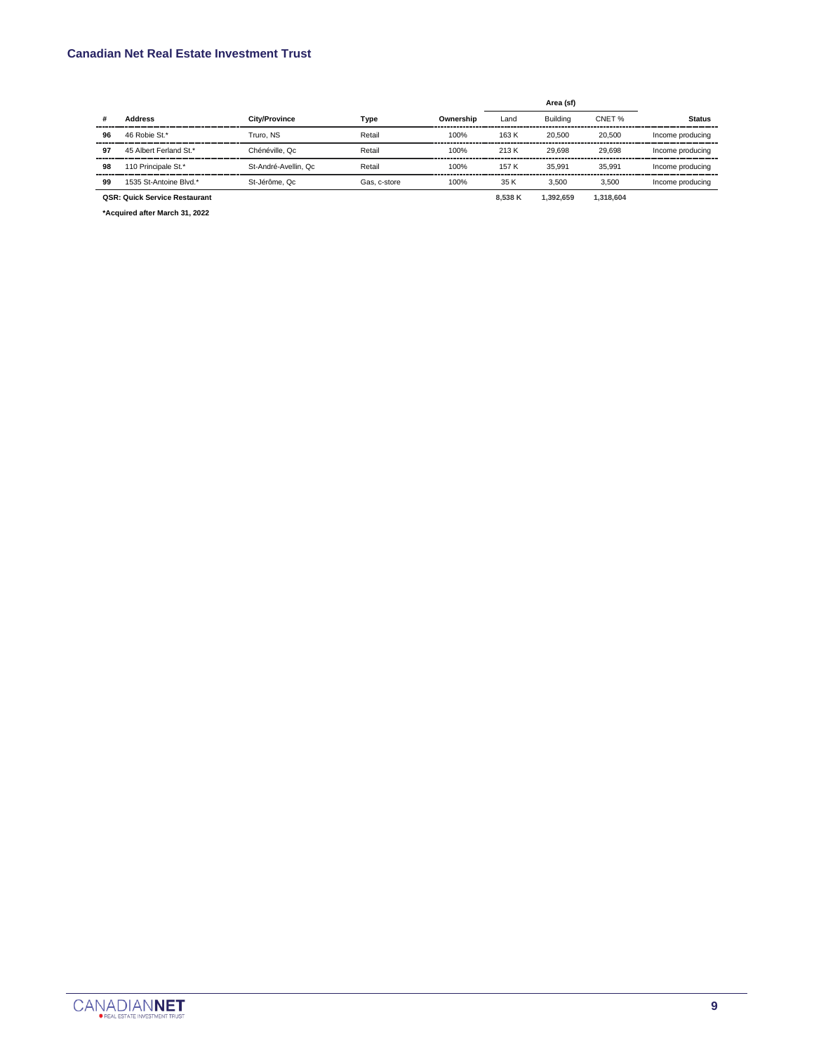| # | Address | City/Province | Type | Ownership | Area (sf) | | | Status |
|---|---|---|---|---|---|---|---|---|
| | | | | | Land | Building | CNET % | |
| **96** | 46 Robie St.* | Truro, NS | Retail | 100% | 163 K | 20,500 | 20,500 | Income producing |
| **97** | 45 Albert Ferland St.* | Chénéville, Qc | Retail | 100% | 213 K | 29,698 | 29,698 | Income producing |
| **98** | 110 Principale St.* | St-André-Avellin, Qc | Retail | 100% | 157 K | 35,991 | 35,991 | Income producing |
| **99** | 1535 St-Antoine Blvd.* | St-Jérôme, Qc | Gas, c-store | 100% | 35 K | 3,500 | 3,500 | Income producing |
| **QSR: Quick Service Restaurant** | | | | | **8,538 K** | **1,392,659** | **1,318,604** | |

**\*Acquired after March 31, 2022**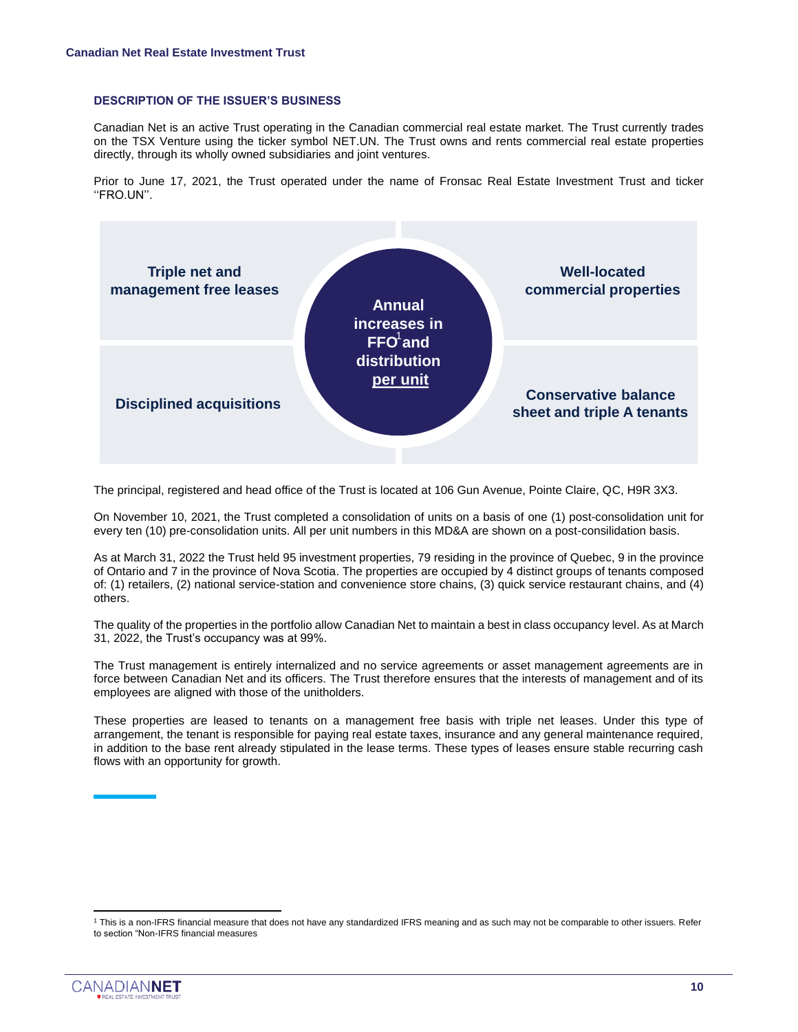## DESCRIPTION OF THE ISSUER'S BUSINESS

Canadian Net is an active Trust operating in the Canadian commercial real estate market. The Trust currently trades on the TSX Venture using the ticker symbol NET.UN. The Trust owns and rents commercial real estate properties directly, through its wholly owned subsidiaries and joint ventures.

Prior to June 17, 2021, the Trust operated under the name of Fronsac Real Estate Investment Trust and ticker ''FRO.UN''.

**Triple net and management free leases**

**Well-located commercial properties**

**Annual increases in FFO[1] and distribution per unit**

**Disciplined acquisitions**

**Conservative balance sheet and triple A tenants**

The principal, registered and head office of the Trust is located at 106 Gun Avenue, Pointe Claire, QC, H9R 3X3.

On November 10, 2021, the Trust completed a consolidation of units on a basis of one (1) post-consolidation unit for every ten (10) pre-consolidation units. All per unit numbers in this MD&A are shown on a post-consilidation basis.

As at March 31, 2022 the Trust held 95 investment properties, 79 residing in the province of Quebec, 9 in the province of Ontario and 7 in the province of Nova Scotia. The properties are occupied by 4 distinct groups of tenants composed of: (1) retailers, (2) national service-station and convenience store chains, (3) quick service restaurant chains, and (4) others.

The quality of the properties in the portfolio allow Canadian Net to maintain a best in class occupancy level. As at March 31, 2022, the Trust's occupancy was at 99%.

The Trust management is entirely internalized and no service agreements or asset management agreements are in force between Canadian Net and its officers. The Trust therefore ensures that the interests of management and of its employees are aligned with those of the unitholders.

These properties are leased to tenants on a management free basis with triple net leases. Under this type of arrangement, the tenant is responsible for paying real estate taxes, insurance and any general maintenance required, in addition to the base rent already stipulated in the lease terms. These types of leases ensure stable recurring cash flows with an opportunity for growth.

[1] This is a non-IFRS financial measure that does not have any standardized IFRS meaning and as such may not be comparable to other issuers. Refer to section "Non-IFRS financial measures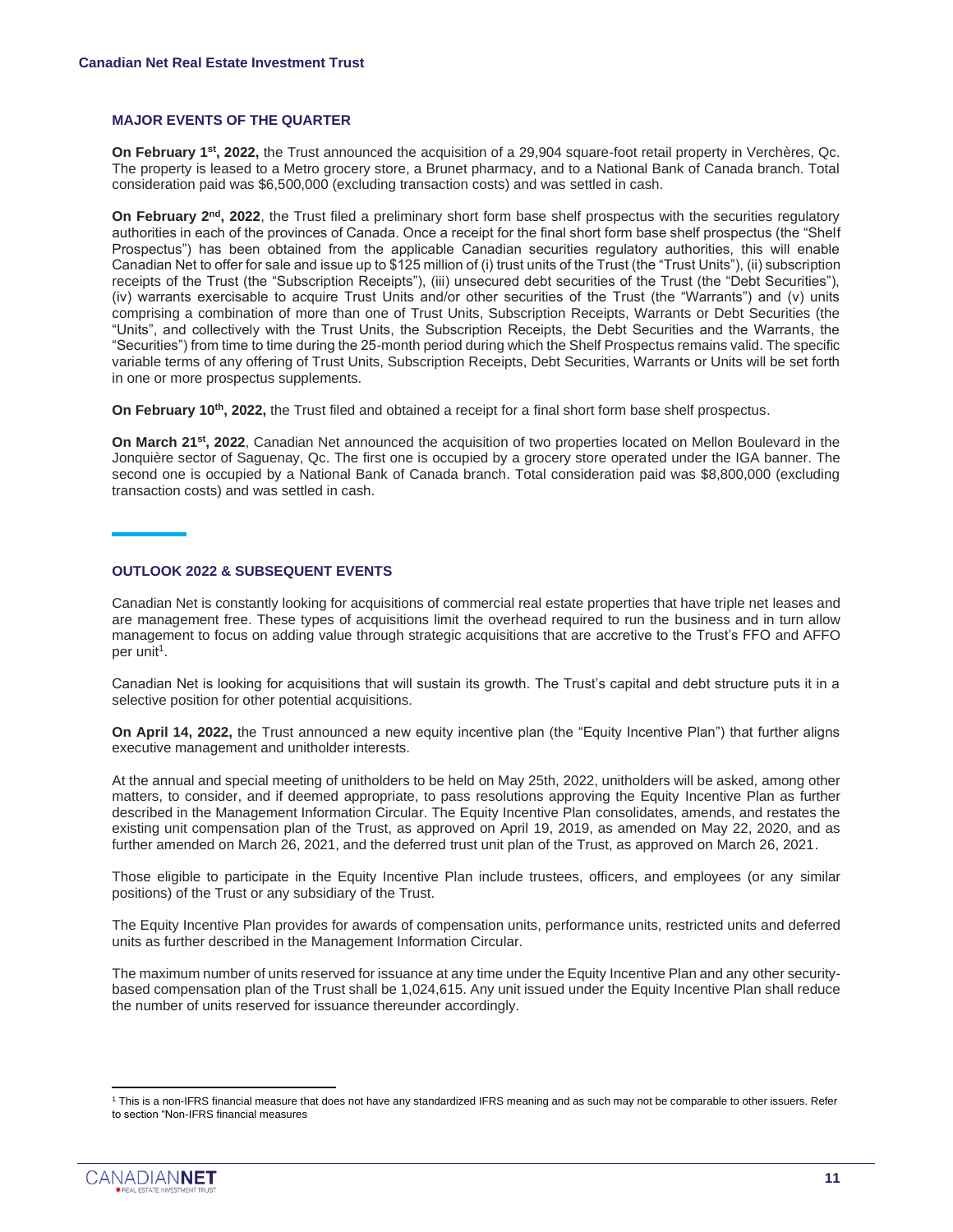## MAJOR EVENTS OF THE QUARTER

**On February 1st, 2022,** the Trust announced the acquisition of a 29,904 square-foot retail property in Verchères, Qc. The property is leased to a Metro grocery store, a Brunet pharmacy, and to a National Bank of Canada branch. Total consideration paid was $6,500,000 (excluding transaction costs) and was settled in cash.

**On February 2nd, 2022**, the Trust filed a preliminary short form base shelf prospectus with the securities regulatory authorities in each of the provinces of Canada. Once a receipt for the final short form base shelf prospectus (the "Shelf Prospectus") has been obtained from the applicable Canadian securities regulatory authorities, this will enable Canadian Net to offer for sale and issue up to $125 million of (i) trust units of the Trust (the "Trust Units"), (ii) subscription receipts of the Trust (the "Subscription Receipts"), (iii) unsecured debt securities of the Trust (the "Debt Securities"), (iv) warrants exercisable to acquire Trust Units and/or other securities of the Trust (the "Warrants") and (v) units comprising a combination of more than one of Trust Units, Subscription Receipts, Warrants or Debt Securities (the "Units", and collectively with the Trust Units, the Subscription Receipts, the Debt Securities and the Warrants, the "Securities") from time to time during the 25-month period during which the Shelf Prospectus remains valid. The specific variable terms of any offering of Trust Units, Subscription Receipts, Debt Securities, Warrants or Units will be set forth in one or more prospectus supplements.

**On February 10th, 2022,** the Trust filed and obtained a receipt for a final short form base shelf prospectus.

**On March 21st, 2022**, Canadian Net announced the acquisition of two properties located on Mellon Boulevard in the Jonquière sector of Saguenay, Qc. The first one is occupied by a grocery store operated under the IGA banner. The second one is occupied by a National Bank of Canada branch. Total consideration paid was $8,800,000 (excluding transaction costs) and was settled in cash.

## OUTLOOK 2022 & SUBSEQUENT EVENTS

Canadian Net is constantly looking for acquisitions of commercial real estate properties that have triple net leases and are management free. These types of acquisitions limit the overhead required to run the business and in turn allow management to focus on adding value through strategic acquisitions that are accretive to the Trust's FFO and AFFO per unit[1].

Canadian Net is looking for acquisitions that will sustain its growth. The Trust's capital and debt structure puts it in a selective position for other potential acquisitions.

**On April 14, 2022,** the Trust announced a new equity incentive plan (the "Equity Incentive Plan") that further aligns executive management and unitholder interests.

At the annual and special meeting of unitholders to be held on May 25th, 2022, unitholders will be asked, among other matters, to consider, and if deemed appropriate, to pass resolutions approving the Equity Incentive Plan as further described in the Management Information Circular. The Equity Incentive Plan consolidates, amends, and restates the existing unit compensation plan of the Trust, as approved on April 19, 2019, as amended on May 22, 2020, and as further amended on March 26, 2021, and the deferred trust unit plan of the Trust, as approved on March 26, 2021.

Those eligible to participate in the Equity Incentive Plan include trustees, officers, and employees (or any similar positions) of the Trust or any subsidiary of the Trust.

The Equity Incentive Plan provides for awards of compensation units, performance units, restricted units and deferred units as further described in the Management Information Circular.

The maximum number of units reserved for issuance at any time under the Equity Incentive Plan and any other security-based compensation plan of the Trust shall be 1,024,615. Any unit issued under the Equity Incentive Plan shall reduce the number of units reserved for issuance thereunder accordingly.

---

[1] This is a non-IFRS financial measure that does not have any standardized IFRS meaning and as such may not be comparable to other issuers. Refer to section "Non-IFRS financial measures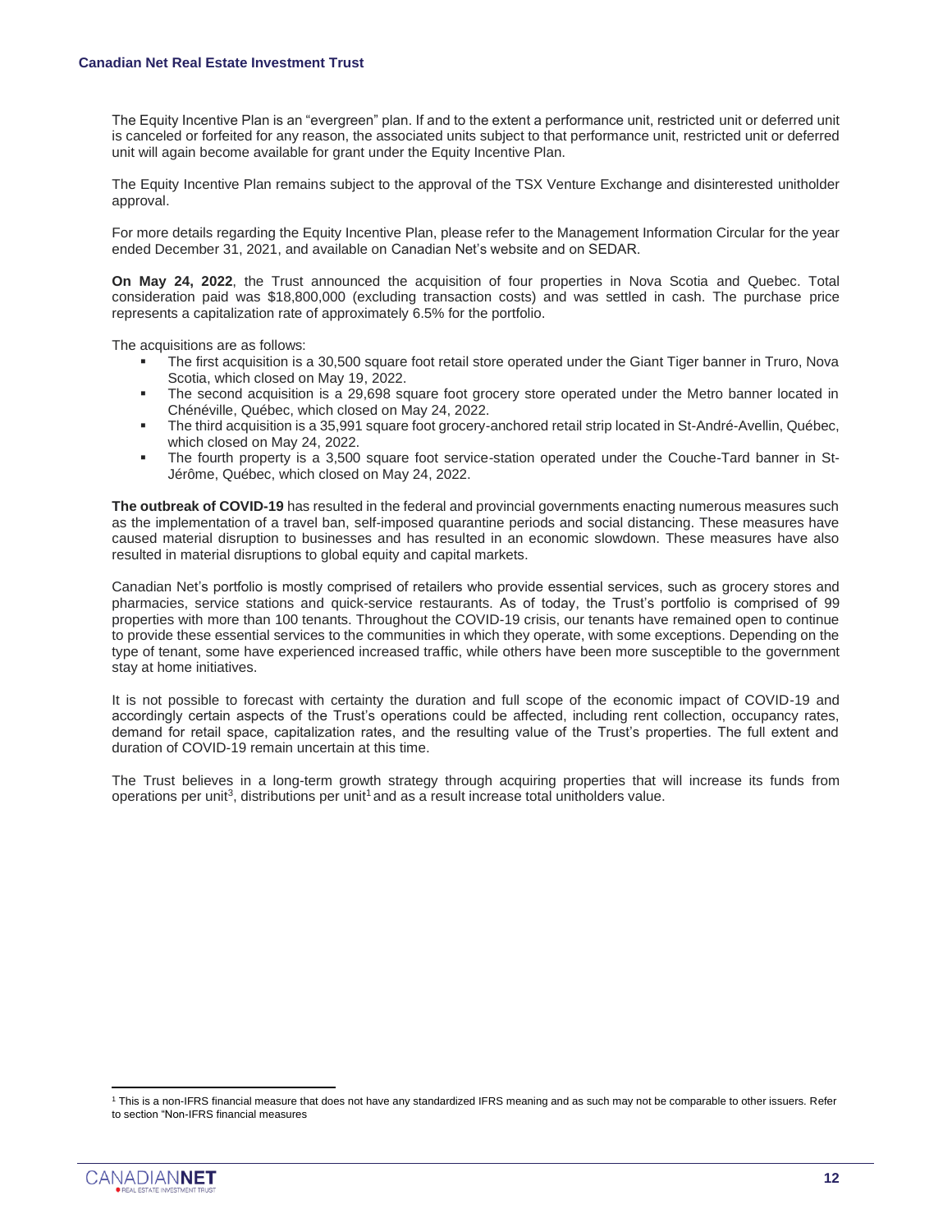The Equity Incentive Plan is an "evergreen" plan. If and to the extent a performance unit, restricted unit or deferred unit is canceled or forfeited for any reason, the associated units subject to that performance unit, restricted unit or deferred unit will again become available for grant under the Equity Incentive Plan.

The Equity Incentive Plan remains subject to the approval of the TSX Venture Exchange and disinterested unitholder approval.

For more details regarding the Equity Incentive Plan, please refer to the Management Information Circular for the year ended December 31, 2021, and available on Canadian Net's website and on SEDAR.

**On May 24, 2022**, the Trust announced the acquisition of four properties in Nova Scotia and Quebec. Total consideration paid was $18,800,000 (excluding transaction costs) and was settled in cash. The purchase price represents a capitalization rate of approximately 6.5% for the portfolio.

The acquisitions are as follows:

- The first acquisition is a 30,500 square foot retail store operated under the Giant Tiger banner in Truro, Nova Scotia, which closed on May 19, 2022.
- The second acquisition is a 29,698 square foot grocery store operated under the Metro banner located in Chénéville, Québec, which closed on May 24, 2022.
- The third acquisition is a 35,991 square foot grocery-anchored retail strip located in St-André-Avellin, Québec, which closed on May 24, 2022.
- The fourth property is a 3,500 square foot service-station operated under the Couche-Tard banner in St-Jérôme, Québec, which closed on May 24, 2022.

**The outbreak of COVID-19** has resulted in the federal and provincial governments enacting numerous measures such as the implementation of a travel ban, self-imposed quarantine periods and social distancing. These measures have caused material disruption to businesses and has resulted in an economic slowdown. These measures have also resulted in material disruptions to global equity and capital markets.

Canadian Net's portfolio is mostly comprised of retailers who provide essential services, such as grocery stores and pharmacies, service stations and quick-service restaurants. As of today, the Trust's portfolio is comprised of 99 properties with more than 100 tenants. Throughout the COVID-19 crisis, our tenants have remained open to continue to provide these essential services to the communities in which they operate, with some exceptions. Depending on the type of tenant, some have experienced increased traffic, while others have been more susceptible to the government stay at home initiatives.

It is not possible to forecast with certainty the duration and full scope of the economic impact of COVID-19 and accordingly certain aspects of the Trust's operations could be affected, including rent collection, occupancy rates, demand for retail space, capitalization rates, and the resulting value of the Trust's properties. The full extent and duration of COVID-19 remain uncertain at this time.

The Trust believes in a long-term growth strategy through acquiring properties that will increase its funds from operations per unit[3], distributions per unit[1] and as a result increase total unitholders value.

[1] This is a non-IFRS financial measure that does not have any standardized IFRS meaning and as such may not be comparable to other issuers. Refer to section "Non-IFRS financial measures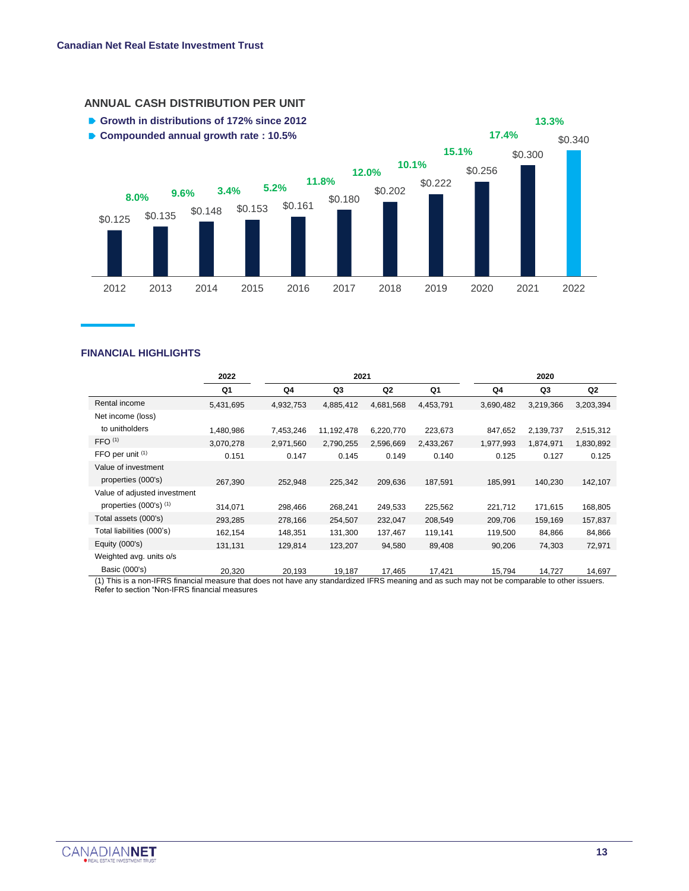## ANNUAL CASH DISTRIBUTION PER UNIT

- **Growth in distributions of 172% since 2012**
- **Compounded annual growth rate : 10.5%**

| Year | Distribution per unit | Growth |
|---|---|---|
| 2012 | $0.125 | 8.0% |
| 2013 | $0.135 | 9.6% |
| 2014 | $0.148 | 3.4% |
| 2015 | $0.153 | 5.2% |
| 2016 | $0.161 | 11.8% |
| 2017 | $0.180 | 12.0% |
| 2018 | $0.202 | 10.1% |
| 2019 | $0.222 | 15.1% |
| 2020 | $0.256 | 17.4% |
| 2021 | $0.300 | 13.3% |
| 2022 | $0.340 | |

## FINANCIAL HIGHLIGHTS

| | 2022 | 2021 | | | | 2020 | | |
|---|---|---|---|---|---|---|---|---|
| | Q1 | Q4 | Q3 | Q2 | Q1 | Q4 | Q3 | Q2 |
| Rental income | 5,431,695 | 4,932,753 | 4,885,412 | 4,681,568 | 4,453,791 | 3,690,482 | 3,219,366 | 3,203,394 |
| Net income (loss) to unitholders | 1,480,986 | 7,453,246 | 11,192,478 | 6,220,770 | 223,673 | 847,652 | 2,139,737 | 2,515,312 |
| FFO (1) | 3,070,278 | 2,971,560 | 2,790,255 | 2,596,669 | 2,433,267 | 1,977,993 | 1,874,971 | 1,830,892 |
| FFO per unit (1) | 0.151 | 0.147 | 0.145 | 0.149 | 0.140 | 0.125 | 0.127 | 0.125 |
| Value of investment properties (000's) | 267,390 | 252,948 | 225,342 | 209,636 | 187,591 | 185,991 | 140,230 | 142,107 |
| Value of adjusted investment properties (000's) (1) | 314,071 | 298,466 | 268,241 | 249,533 | 225,562 | 221,712 | 171,615 | 168,805 |
| Total assets (000's) | 293,285 | 278,166 | 254,507 | 232,047 | 208,549 | 209,706 | 159,169 | 157,837 |
| Total liabilities (000's) | 162,154 | 148,351 | 131,300 | 137,467 | 119,141 | 119,500 | 84,866 | 84,866 |
| Equity (000's) | 131,131 | 129,814 | 123,207 | 94,580 | 89,408 | 90,206 | 74,303 | 72,971 |
| Weighted avg. units o/s Basic (000's) | 20,320 | 20,193 | 19,187 | 17,465 | 17,421 | 15,794 | 14,727 | 14,697 |

(1) This is a non-IFRS financial measure that does not have any standardized IFRS meaning and as such may not be comparable to other issuers. Refer to section "Non-IFRS financial measures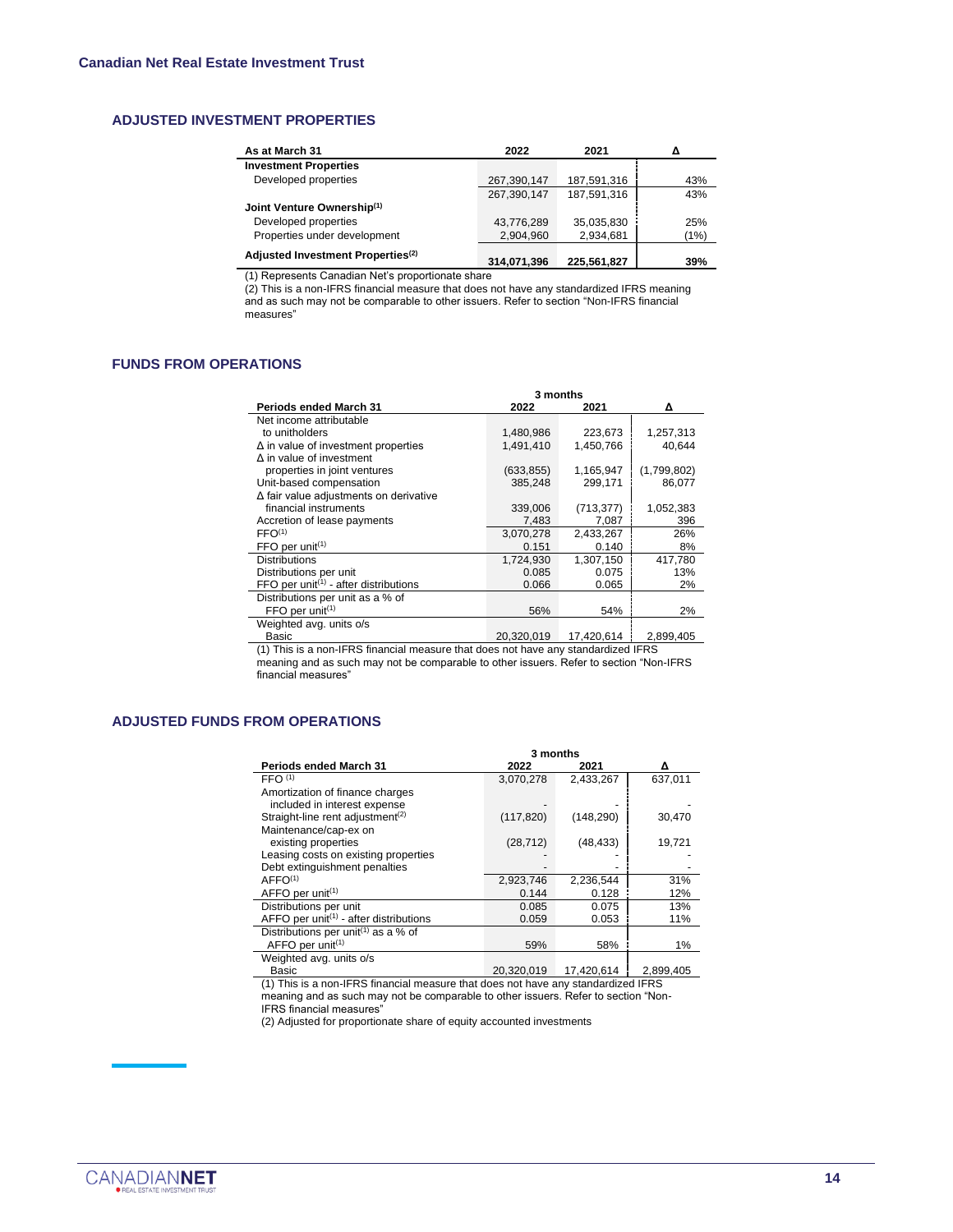## ADJUSTED INVESTMENT PROPERTIES

| As at March 31 | 2022 | 2021 | Δ |
|---|---|---|---|
| **Investment Properties** | | | |
| Developed properties | 267,390,147 | 187,591,316 | 43% |
| | 267,390,147 | 187,591,316 | 43% |
| **Joint Venture Ownership(1)** | | | |
| Developed properties | 43,776,289 | 35,035,830 | 25% |
| Properties under development | 2,904,960 | 2,934,681 | (1%) |
| **Adjusted Investment Properties(2)** | **314,071,396** | **225,561,827** | **39%** |

(1) Represents Canadian Net's proportionate share

(2) This is a non-IFRS financial measure that does not have any standardized IFRS meaning and as such may not be comparable to other issuers. Refer to section "Non-IFRS financial measures"

## FUNDS FROM OPERATIONS

| | 3 months | | |
|---|---|---|---|
| **Periods ended March 31** | **2022** | **2021** | **Δ** |
| Net income attributable to unitholders | 1,480,986 | 223,673 | 1,257,313 |
| Δ in value of investment properties | 1,491,410 | 1,450,766 | 40,644 |
| Δ in value of investment properties in joint ventures | (633,855) | 1,165,947 | (1,799,802) |
| Unit-based compensation | 385,248 | 299,171 | 86,077 |
| Δ fair value adjustments on derivative financial instruments | 339,006 | (713,377) | 1,052,383 |
| Accretion of lease payments | 7,483 | 7,087 | 396 |
| FFO(1) | 3,070,278 | 2,433,267 | 26% |
| FFO per unit(1) | 0.151 | 0.140 | 8% |
| Distributions | 1,724,930 | 1,307,150 | 417,780 |
| Distributions per unit | 0.085 | 0.075 | 13% |
| FFO per unit(1) - after distributions | 0.066 | 0.065 | 2% |
| Distributions per unit as a % of FFO per unit(1) | 56% | 54% | 2% |
| Weighted avg. units o/s Basic | 20,320,019 | 17,420,614 | 2,899,405 |

(1) This is a non-IFRS financial measure that does not have any standardized IFRS meaning and as such may not be comparable to other issuers. Refer to section "Non-IFRS financial measures"

## ADJUSTED FUNDS FROM OPERATIONS

| | 3 months | | |
|---|---|---|---|
| **Periods ended March 31** | **2022** | **2021** | **Δ** |
| FFO (1) | 3,070,278 | 2,433,267 | 637,011 |
| Amortization of finance charges included in interest expense | - | - | - |
| Straight-line rent adjustment(2) | (117,820) | (148,290) | 30,470 |
| Maintenance/cap-ex on existing properties | (28,712) | (48,433) | 19,721 |
| Leasing costs on existing properties | - | - | - |
| Debt extinguishment penalties | - | - | - |
| AFFO(1) | 2,923,746 | 2,236,544 | 31% |
| AFFO per unit(1) | 0.144 | 0.128 | 12% |
| Distributions per unit | 0.085 | 0.075 | 13% |
| AFFO per unit(1) - after distributions | 0.059 | 0.053 | 11% |
| Distributions per unit(1) as a % of AFFO per unit(1) | 59% | 58% | 1% |
| Weighted avg. units o/s Basic | 20,320,019 | 17,420,614 | 2,899,405 |

(1) This is a non-IFRS financial measure that does not have any standardized IFRS meaning and as such may not be comparable to other issuers. Refer to section "Non-IFRS financial measures"

(2) Adjusted for proportionate share of equity accounted investments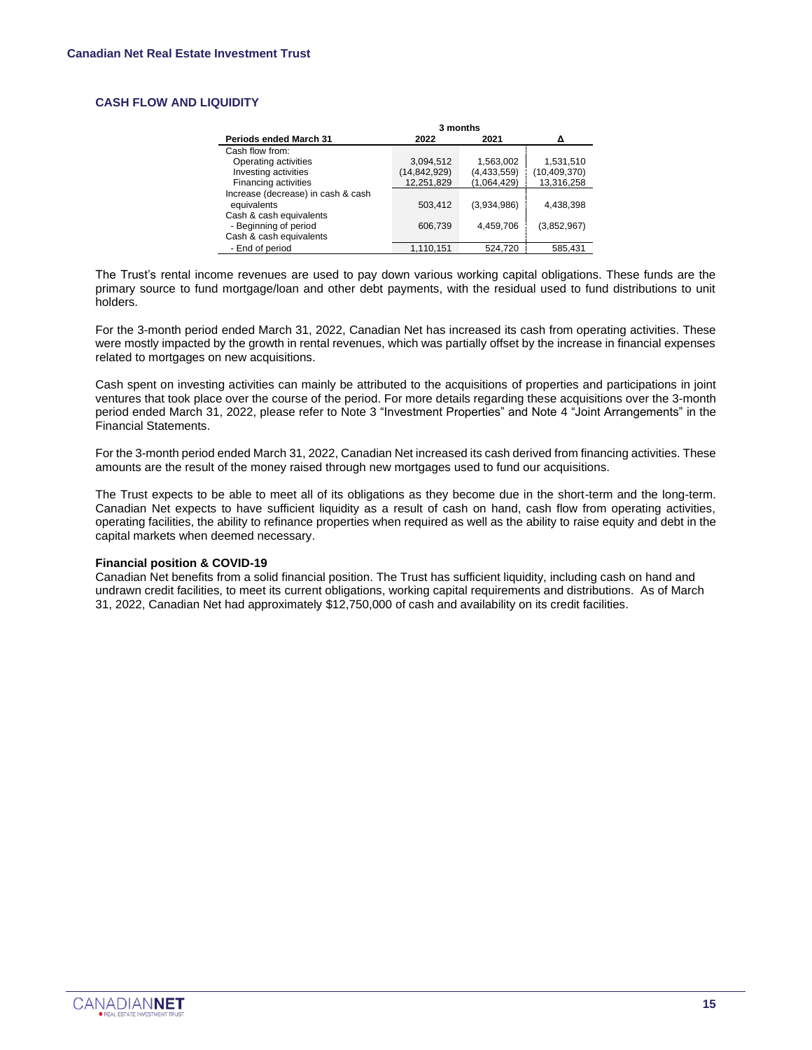## CASH FLOW AND LIQUIDITY

| | 3 months | | |
|---|---|---|---|
| **Periods ended March 31** | **2022** | **2021** | **Δ** |
| Cash flow from: | | | |
| Operating activities | 3,094,512 | 1,563,002 | 1,531,510 |
| Investing activities | (14,842,929) | (4,433,559) | (10,409,370) |
| Financing activities | 12,251,829 | (1,064,429) | 13,316,258 |
| Increase (decrease) in cash & cash equivalents | 503,412 | (3,934,986) | 4,438,398 |
| Cash & cash equivalents - Beginning of period | 606,739 | 4,459,706 | (3,852,967) |
| Cash & cash equivalents - End of period | 1,110,151 | 524,720 | 585,431 |

The Trust's rental income revenues are used to pay down various working capital obligations. These funds are the primary source to fund mortgage/loan and other debt payments, with the residual used to fund distributions to unit holders.

For the 3-month period ended March 31, 2022, Canadian Net has increased its cash from operating activities. These were mostly impacted by the growth in rental revenues, which was partially offset by the increase in financial expenses related to mortgages on new acquisitions.

Cash spent on investing activities can mainly be attributed to the acquisitions of properties and participations in joint ventures that took place over the course of the period. For more details regarding these acquisitions over the 3-month period ended March 31, 2022, please refer to Note 3 "Investment Properties" and Note 4 "Joint Arrangements" in the Financial Statements.

For the 3-month period ended March 31, 2022, Canadian Net increased its cash derived from financing activities. These amounts are the result of the money raised through new mortgages used to fund our acquisitions.

The Trust expects to be able to meet all of its obligations as they become due in the short-term and the long-term. Canadian Net expects to have sufficient liquidity as a result of cash on hand, cash flow from operating activities, operating facilities, the ability to refinance properties when required as well as the ability to raise equity and debt in the capital markets when deemed necessary.

**Financial position & COVID-19**

Canadian Net benefits from a solid financial position. The Trust has sufficient liquidity, including cash on hand and undrawn credit facilities, to meet its current obligations, working capital requirements and distributions. As of March 31, 2022, Canadian Net had approximately $12,750,000 of cash and availability on its credit facilities.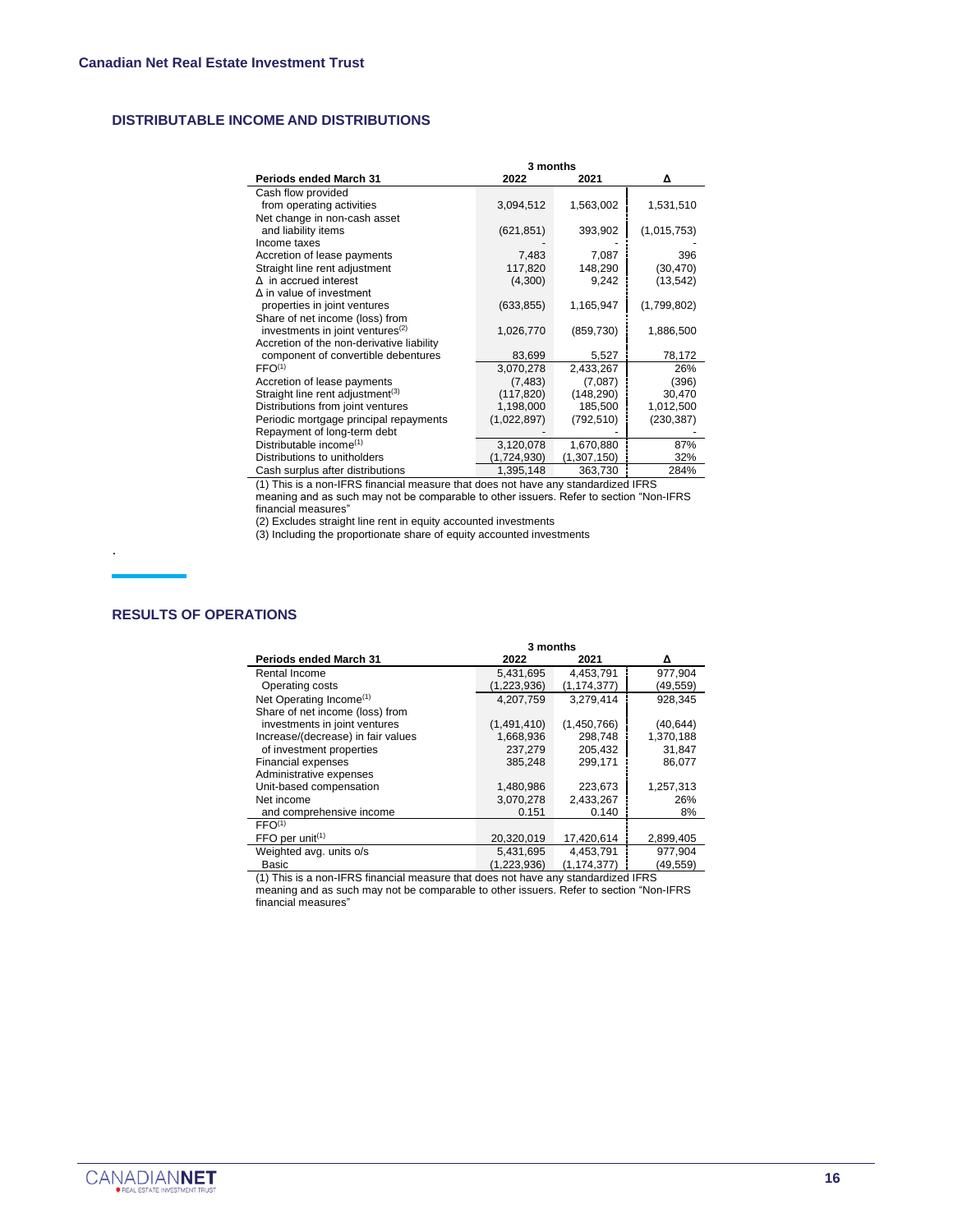## DISTRIBUTABLE INCOME AND DISTRIBUTIONS

| Periods ended March 31 | 3 months 2022 | 2021 | Δ |
|---|---|---|---|
| Cash flow provided from operating activities | 3,094,512 | 1,563,002 | 1,531,510 |
| Net change in non-cash asset and liability items | (621,851) | 393,902 | (1,015,753) |
| Income taxes | - | - | - |
| Accretion of lease payments | 7,483 | 7,087 | 396 |
| Straight line rent adjustment | 117,820 | 148,290 | (30,470) |
| Δ in accrued interest | (4,300) | 9,242 | (13,542) |
| Δ in value of investment properties in joint ventures | (633,855) | 1,165,947 | (1,799,802) |
| Share of net income (loss) from investments in joint ventures[(2)] | 1,026,770 | (859,730) | 1,886,500 |
| Accretion of the non-derivative liability component of convertible debentures | 83,699 | 5,527 | 78,172 |
| FFO[(1)] | 3,070,278 | 2,433,267 | 26% |
| Accretion of lease payments | (7,483) | (7,087) | (396) |
| Straight line rent adjustment[(3)] | (117,820) | (148,290) | 30,470 |
| Distributions from joint ventures | 1,198,000 | 185,500 | 1,012,500 |
| Periodic mortgage principal repayments | (1,022,897) | (792,510) | (230,387) |
| Repayment of long-term debt | - | - | - |
| Distributable income[(1)] | 3,120,078 | 1,670,880 | 87% |
| Distributions to unitholders | (1,724,930) | (1,307,150) | 32% |
| Cash surplus after distributions | 1,395,148 | 363,730 | 284% |

(1) This is a non-IFRS financial measure that does not have any standardized IFRS meaning and as such may not be comparable to other issuers. Refer to section "Non-IFRS financial measures"

(2) Excludes straight line rent in equity accounted investments

(3) Including the proportionate share of equity accounted investments

.

## RESULTS OF OPERATIONS

| Periods ended March 31 | 3 months 2022 | 2021 | Δ |
|---|---|---|---|
| Rental Income | 5,431,695 | 4,453,791 | 977,904 |
| Operating costs | (1,223,936) | (1,174,377) | (49,559) |
| Net Operating Income[(1)] | 4,207,759 | 3,279,414 | 928,345 |
| Share of net income (loss) from investments in joint ventures | (1,491,410) | (1,450,766) | (40,644) |
| Increase/(decrease) in fair values | 1,668,936 | 298,748 | 1,370,188 |
| of investment properties | 237,279 | 205,432 | 31,847 |
| Financial expenses | 385,248 | 299,171 | 86,077 |
| Administrative expenses | | | |
| Unit-based compensation | 1,480,986 | 223,673 | 1,257,313 |
| Net income | 3,070,278 | 2,433,267 | 26% |
| and comprehensive income | 0.151 | 0.140 | 8% |
| FFO[(1)] | | | |
| FFO per unit[(1)] | 20,320,019 | 17,420,614 | 2,899,405 |
| Weighted avg. units o/s | 5,431,695 | 4,453,791 | 977,904 |
| Basic | (1,223,936) | (1,174,377) | (49,559) |

(1) This is a non-IFRS financial measure that does not have any standardized IFRS meaning and as such may not be comparable to other issuers. Refer to section "Non-IFRS financial measures"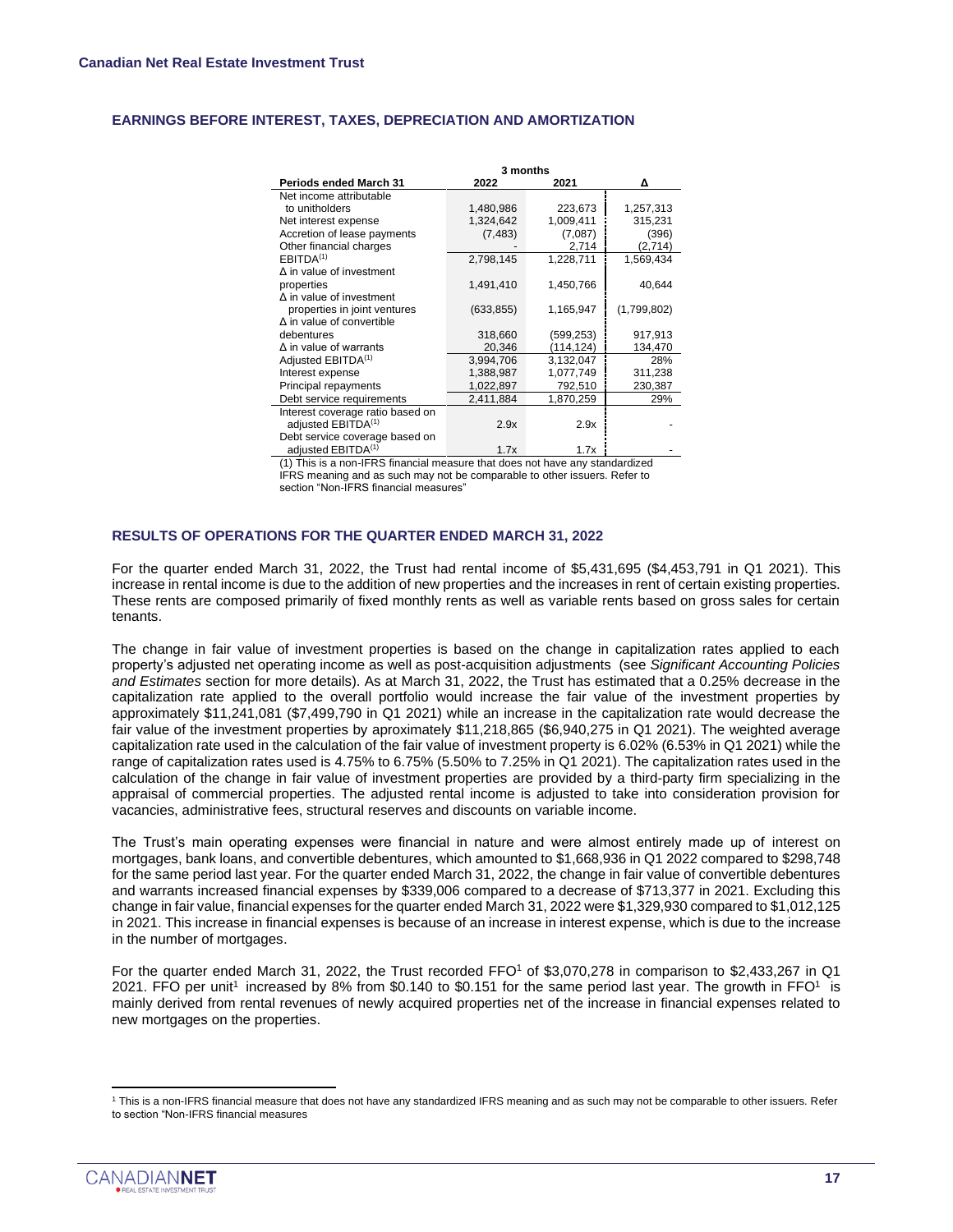## EARNINGS BEFORE INTEREST, TAXES, DEPRECIATION AND AMORTIZATION

| | 3 months | | |
|---|---|---|---|
| **Periods ended March 31** | **2022** | **2021** | **Δ** |
| Net income attributable to unitholders | 1,480,986 | 223,673 | 1,257,313 |
| Net interest expense | 1,324,642 | 1,009,411 | 315,231 |
| Accretion of lease payments | (7,483) | (7,087) | (396) |
| Other financial charges | - | 2,714 | (2,714) |
| EBITDA[(1)] | 2,798,145 | 1,228,711 | 1,569,434 |
| Δ in value of investment properties | 1,491,410 | 1,450,766 | 40,644 |
| Δ in value of investment properties in joint ventures | (633,855) | 1,165,947 | (1,799,802) |
| Δ in value of convertible debentures | 318,660 | (599,253) | 917,913 |
| Δ in value of warrants | 20,346 | (114,124) | 134,470 |
| Adjusted EBITDA[(1)] | 3,994,706 | 3,132,047 | 28% |
| Interest expense | 1,388,987 | 1,077,749 | 311,238 |
| Principal repayments | 1,022,897 | 792,510 | 230,387 |
| Debt service requirements | 2,411,884 | 1,870,259 | 29% |
| Interest coverage ratio based on adjusted EBITDA[(1)] | 2.9x | 2.9x | - |
| Debt service coverage based on adjusted EBITDA[(1)] | 1.7x | 1.7x | - |

(1) This is a non-IFRS financial measure that does not have any standardized IFRS meaning and as such may not be comparable to other issuers. Refer to section "Non-IFRS financial measures"

## RESULTS OF OPERATIONS FOR THE QUARTER ENDED MARCH 31, 2022

For the quarter ended March 31, 2022, the Trust had rental income of $5,431,695 ($4,453,791 in Q1 2021). This increase in rental income is due to the addition of new properties and the increases in rent of certain existing properties. These rents are composed primarily of fixed monthly rents as well as variable rents based on gross sales for certain tenants.

The change in fair value of investment properties is based on the change in capitalization rates applied to each property's adjusted net operating income as well as post-acquisition adjustments (see *Significant Accounting Policies and Estimates* section for more details). As at March 31, 2022, the Trust has estimated that a 0.25% decrease in the capitalization rate applied to the overall portfolio would increase the fair value of the investment properties by approximately $11,241,081 ($7,499,790 in Q1 2021) while an increase in the capitalization rate would decrease the fair value of the investment properties by aproximately $11,218,865 ($6,940,275 in Q1 2021). The weighted average capitalization rate used in the calculation of the fair value of investment property is 6.02% (6.53% in Q1 2021) while the range of capitalization rates used is 4.75% to 6.75% (5.50% to 7.25% in Q1 2021). The capitalization rates used in the calculation of the change in fair value of investment properties are provided by a third-party firm specializing in the appraisal of commercial properties. The adjusted rental income is adjusted to take into consideration provision for vacancies, administrative fees, structural reserves and discounts on variable income.

The Trust's main operating expenses were financial in nature and were almost entirely made up of interest on mortgages, bank loans, and convertible debentures, which amounted to $1,668,936 in Q1 2022 compared to $298,748 for the same period last year. For the quarter ended March 31, 2022, the change in fair value of convertible debentures and warrants increased financial expenses by $339,006 compared to a decrease of $713,377 in 2021. Excluding this change in fair value, financial expenses for the quarter ended March 31, 2022 were $1,329,930 compared to $1,012,125 in 2021. This increase in financial expenses is because of an increase in interest expense, which is due to the increase in the number of mortgages.

For the quarter ended March 31, 2022, the Trust recorded FFO[1] of $3,070,278 in comparison to $2,433,267 in Q1 2021. FFO per unit[1] increased by 8% from $0.140 to $0.151 for the same period last year. The growth in FFO[1] is mainly derived from rental revenues of newly acquired properties net of the increase in financial expenses related to new mortgages on the properties.

[1] This is a non-IFRS financial measure that does not have any standardized IFRS meaning and as such may not be comparable to other issuers. Refer to section "Non-IFRS financial measures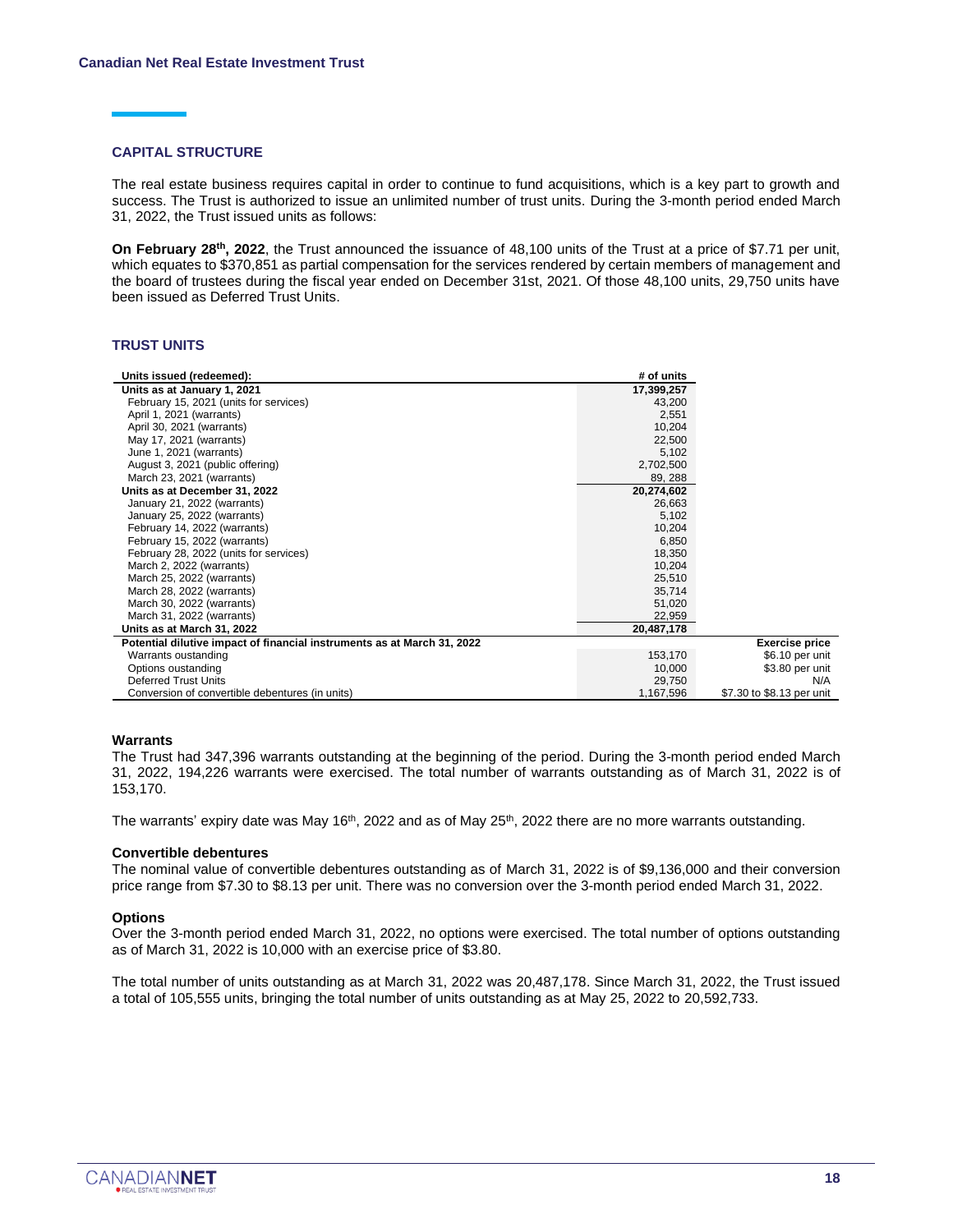## CAPITAL STRUCTURE

The real estate business requires capital in order to continue to fund acquisitions, which is a key part to growth and success. The Trust is authorized to issue an unlimited number of trust units. During the 3-month period ended March 31, 2022, the Trust issued units as follows:

**On February 28th, 2022**, the Trust announced the issuance of 48,100 units of the Trust at a price of $7.71 per unit, which equates to $370,851 as partial compensation for the services rendered by certain members of management and the board of trustees during the fiscal year ended on December 31st, 2021. Of those 48,100 units, 29,750 units have been issued as Deferred Trust Units.

## TRUST UNITS

| Units issued (redeemed): | # of units | |
|---|---|---|
| **Units as at January 1, 2021** | **17,399,257** | |
| February 15, 2021 (units for services) | 43,200 | |
| April 1, 2021 (warrants) | 2,551 | |
| April 30, 2021 (warrants) | 10,204 | |
| May 17, 2021 (warrants) | 22,500 | |
| June 1, 2021 (warrants) | 5,102 | |
| August 3, 2021 (public offering) | 2,702,500 | |
| March 23, 2021 (warrants) | 89, 288 | |
| **Units as at December 31, 2022** | **20,274,602** | |
| January 21, 2022 (warrants) | 26,663 | |
| January 25, 2022 (warrants) | 5,102 | |
| February 14, 2022 (warrants) | 10,204 | |
| February 15, 2022 (warrants) | 6,850 | |
| February 28, 2022 (units for services) | 18,350 | |
| March 2, 2022 (warrants) | 10,204 | |
| March 25, 2022 (warrants) | 25,510 | |
| March 28, 2022 (warrants) | 35,714 | |
| March 30, 2022 (warrants) | 51,020 | |
| March 31, 2022 (warrants) | 22,959 | |
| **Units as at March 31, 2022** | **20,487,178** | |
| **Potential dilutive impact of financial instruments as at March 31, 2022** | | **Exercise price** |
| Warrants oustanding | 153,170 | $6.10 per unit |
| Options oustanding | 10,000 | $3.80 per unit |
| Deferred Trust Units | 29,750 | N/A |
| Conversion of convertible debentures (in units) | 1,167,596 | $7.30 to $8.13 per unit |

**Warrants**

The Trust had 347,396 warrants outstanding at the beginning of the period. During the 3-month period ended March 31, 2022, 194,226 warrants were exercised. The total number of warrants outstanding as of March 31, 2022 is of 153,170.

The warrants' expiry date was May 16th, 2022 and as of May 25th, 2022 there are no more warrants outstanding.

**Convertible debentures**

The nominal value of convertible debentures outstanding as of March 31, 2022 is of $9,136,000 and their conversion price range from $7.30 to $8.13 per unit. There was no conversion over the 3-month period ended March 31, 2022.

**Options**

Over the 3-month period ended March 31, 2022, no options were exercised. The total number of options outstanding as of March 31, 2022 is 10,000 with an exercise price of $3.80.

The total number of units outstanding as at March 31, 2022 was 20,487,178. Since March 31, 2022, the Trust issued a total of 105,555 units, bringing the total number of units outstanding as at May 25, 2022 to 20,592,733.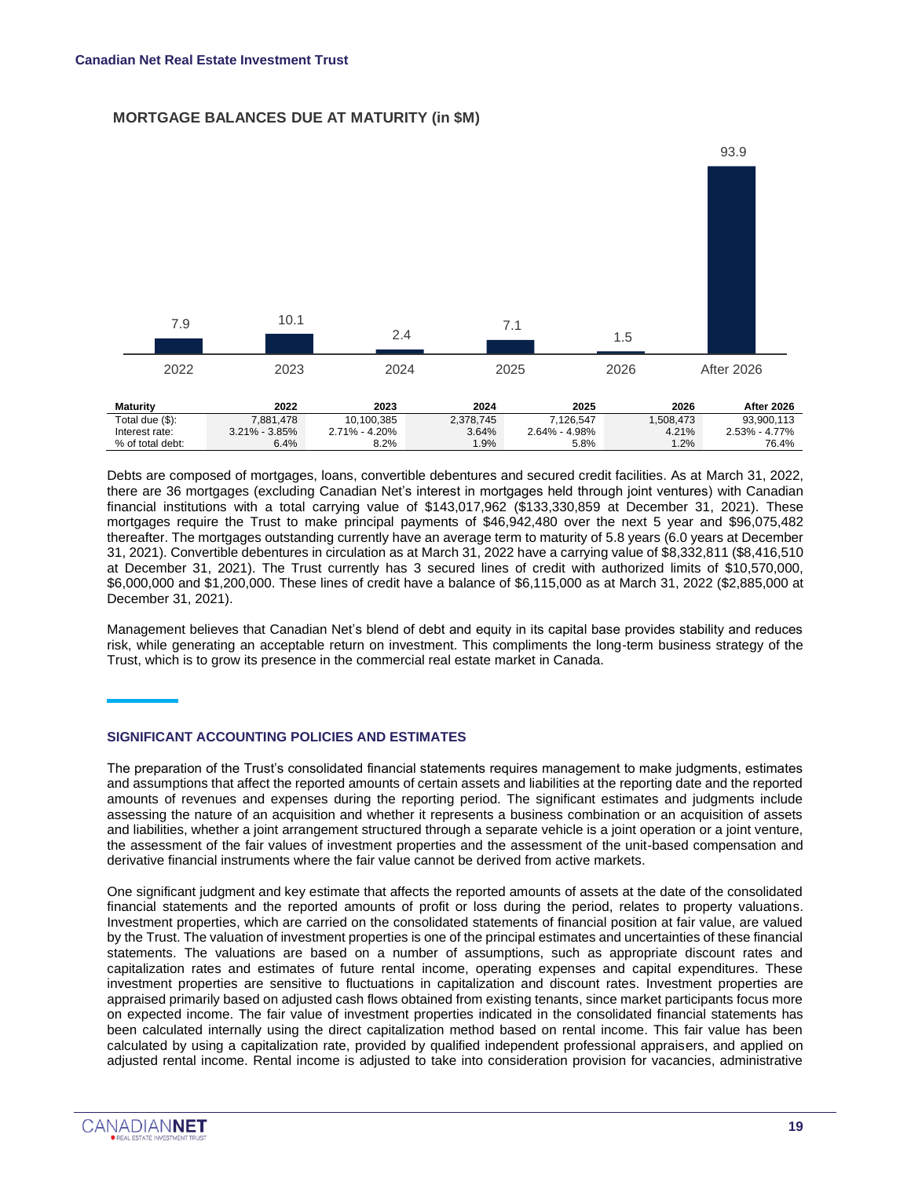## MORTGAGE BALANCES DUE AT MATURITY (in $M)

| Maturity | 2022 | 2023 | 2024 | 2025 | 2026 | After 2026 |
|---|---|---|---|---|---|---|
| Total due ($): | 7,881,478 | 10,100,385 | 2,378,745 | 7,126,547 | 1,508,473 | 93,900,113 |
| Interest rate: | 3.21% - 3.85% | 2.71% - 4.20% | 3.64% | 2.64% - 4.98% | 4.21% | 2.53% - 4.77% |
| % of total debt: | 6.4% | 8.2% | 1.9% | 5.8% | 1.2% | 76.4% |

Debts are composed of mortgages, loans, convertible debentures and secured credit facilities. As at March 31, 2022, there are 36 mortgages (excluding Canadian Net's interest in mortgages held through joint ventures) with Canadian financial institutions with a total carrying value of $143,017,962 ($133,330,859 at December 31, 2021). These mortgages require the Trust to make principal payments of $46,942,480 over the next 5 year and $96,075,482 thereafter. The mortgages outstanding currently have an average term to maturity of 5.8 years (6.0 years at December 31, 2021). Convertible debentures in circulation as at March 31, 2022 have a carrying value of $8,332,811 ($8,416,510 at December 31, 2021). The Trust currently has 3 secured lines of credit with authorized limits of $10,570,000, $6,000,000 and $1,200,000. These lines of credit have a balance of $6,115,000 as at March 31, 2022 ($2,885,000 at December 31, 2021).

Management believes that Canadian Net's blend of debt and equity in its capital base provides stability and reduces risk, while generating an acceptable return on investment. This compliments the long-term business strategy of the Trust, which is to grow its presence in the commercial real estate market in Canada.

## SIGNIFICANT ACCOUNTING POLICIES AND ESTIMATES

The preparation of the Trust's consolidated financial statements requires management to make judgments, estimates and assumptions that affect the reported amounts of certain assets and liabilities at the reporting date and the reported amounts of revenues and expenses during the reporting period. The significant estimates and judgments include assessing the nature of an acquisition and whether it represents a business combination or an acquisition of assets and liabilities, whether a joint arrangement structured through a separate vehicle is a joint operation or a joint venture, the assessment of the fair values of investment properties and the assessment of the unit-based compensation and derivative financial instruments where the fair value cannot be derived from active markets.

One significant judgment and key estimate that affects the reported amounts of assets at the date of the consolidated financial statements and the reported amounts of profit or loss during the period, relates to property valuations. Investment properties, which are carried on the consolidated statements of financial position at fair value, are valued by the Trust. The valuation of investment properties is one of the principal estimates and uncertainties of these financial statements. The valuations are based on a number of assumptions, such as appropriate discount rates and capitalization rates and estimates of future rental income, operating expenses and capital expenditures. These investment properties are sensitive to fluctuations in capitalization and discount rates. Investment properties are appraised primarily based on adjusted cash flows obtained from existing tenants, since market participants focus more on expected income. The fair value of investment properties indicated in the consolidated financial statements has been calculated internally using the direct capitalization method based on rental income. This fair value has been calculated by using a capitalization rate, provided by qualified independent professional appraisers, and applied on adjusted rental income. Rental income is adjusted to take into consideration provision for vacancies, administrative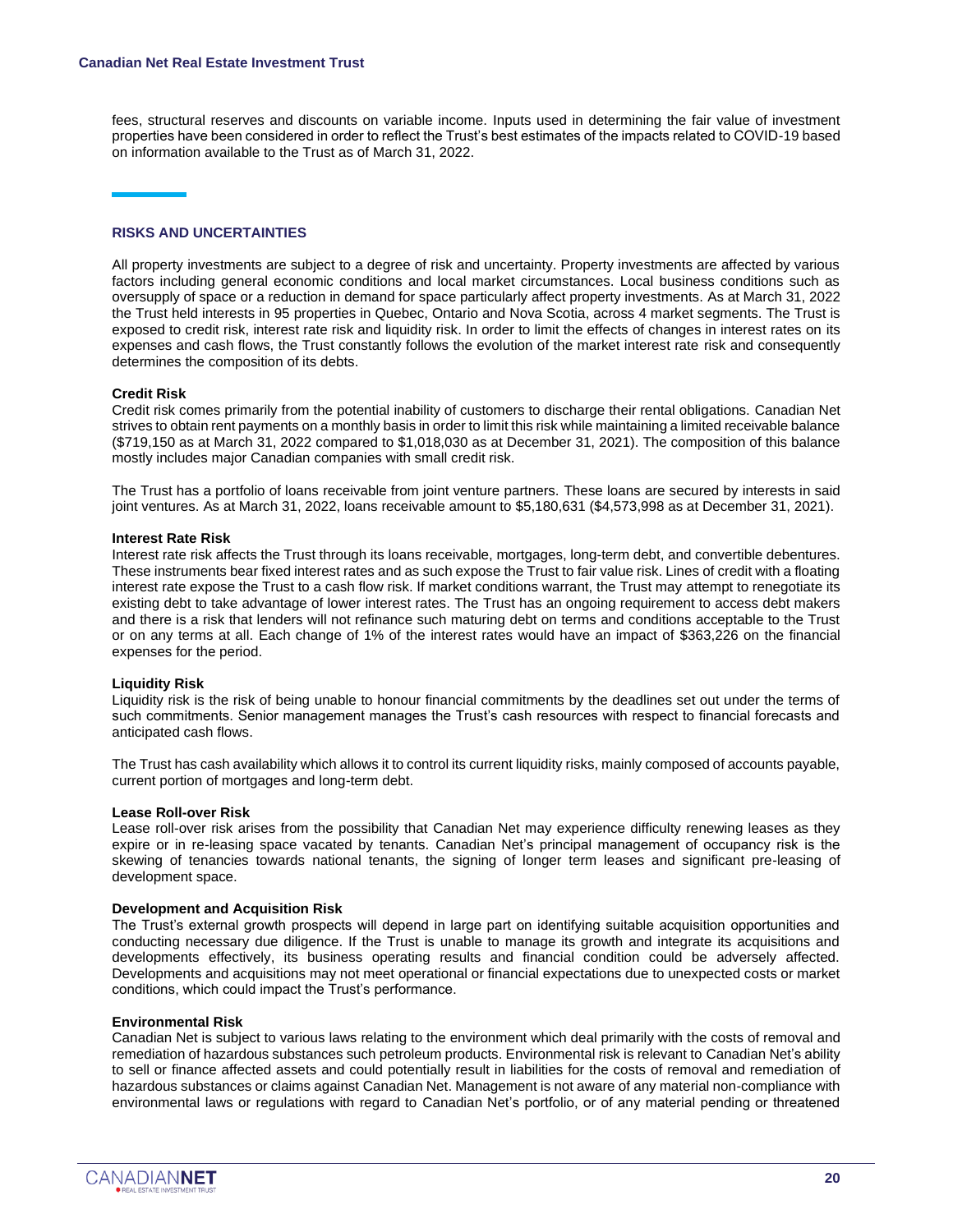fees, structural reserves and discounts on variable income. Inputs used in determining the fair value of investment properties have been considered in order to reflect the Trust's best estimates of the impacts related to COVID-19 based on information available to the Trust as of March 31, 2022.

## RISKS AND UNCERTAINTIES

All property investments are subject to a degree of risk and uncertainty. Property investments are affected by various factors including general economic conditions and local market circumstances. Local business conditions such as oversupply of space or a reduction in demand for space particularly affect property investments. As at March 31, 2022 the Trust held interests in 95 properties in Quebec, Ontario and Nova Scotia, across 4 market segments. The Trust is exposed to credit risk, interest rate risk and liquidity risk. In order to limit the effects of changes in interest rates on its expenses and cash flows, the Trust constantly follows the evolution of the market interest rate risk and consequently determines the composition of its debts.

### Credit Risk

Credit risk comes primarily from the potential inability of customers to discharge their rental obligations. Canadian Net strives to obtain rent payments on a monthly basis in order to limit this risk while maintaining a limited receivable balance ($719,150 as at March 31, 2022 compared to $1,018,030 as at December 31, 2021). The composition of this balance mostly includes major Canadian companies with small credit risk.

The Trust has a portfolio of loans receivable from joint venture partners. These loans are secured by interests in said joint ventures. As at March 31, 2022, loans receivable amount to $5,180,631 ($4,573,998 as at December 31, 2021).

### Interest Rate Risk

Interest rate risk affects the Trust through its loans receivable, mortgages, long-term debt, and convertible debentures. These instruments bear fixed interest rates and as such expose the Trust to fair value risk. Lines of credit with a floating interest rate expose the Trust to a cash flow risk. If market conditions warrant, the Trust may attempt to renegotiate its existing debt to take advantage of lower interest rates. The Trust has an ongoing requirement to access debt makers and there is a risk that lenders will not refinance such maturing debt on terms and conditions acceptable to the Trust or on any terms at all. Each change of 1% of the interest rates would have an impact of $363,226 on the financial expenses for the period.

### Liquidity Risk

Liquidity risk is the risk of being unable to honour financial commitments by the deadlines set out under the terms of such commitments. Senior management manages the Trust's cash resources with respect to financial forecasts and anticipated cash flows.

The Trust has cash availability which allows it to control its current liquidity risks, mainly composed of accounts payable, current portion of mortgages and long-term debt.

### Lease Roll-over Risk

Lease roll-over risk arises from the possibility that Canadian Net may experience difficulty renewing leases as they expire or in re-leasing space vacated by tenants. Canadian Net's principal management of occupancy risk is the skewing of tenancies towards national tenants, the signing of longer term leases and significant pre-leasing of development space.

### Development and Acquisition Risk

The Trust's external growth prospects will depend in large part on identifying suitable acquisition opportunities and conducting necessary due diligence. If the Trust is unable to manage its growth and integrate its acquisitions and developments effectively, its business operating results and financial condition could be adversely affected. Developments and acquisitions may not meet operational or financial expectations due to unexpected costs or market conditions, which could impact the Trust's performance.

### Environmental Risk

Canadian Net is subject to various laws relating to the environment which deal primarily with the costs of removal and remediation of hazardous substances such petroleum products. Environmental risk is relevant to Canadian Net's ability to sell or finance affected assets and could potentially result in liabilities for the costs of removal and remediation of hazardous substances or claims against Canadian Net. Management is not aware of any material non-compliance with environmental laws or regulations with regard to Canadian Net's portfolio, or of any material pending or threatened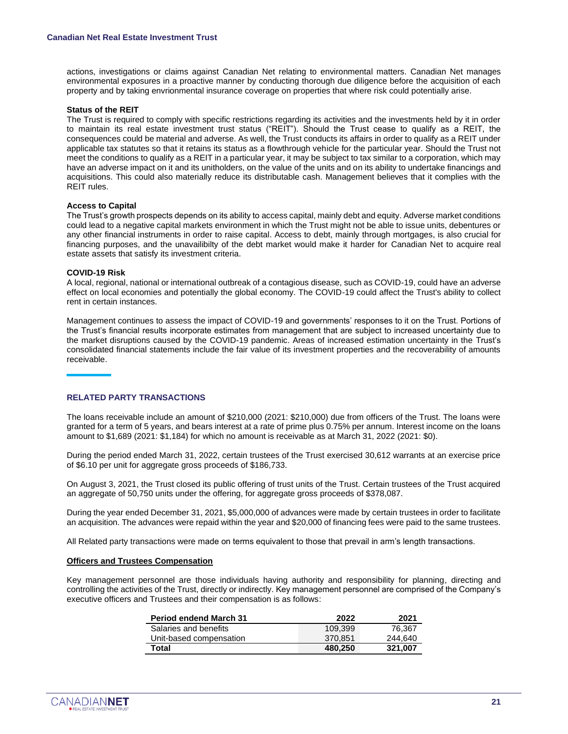actions, investigations or claims against Canadian Net relating to environmental matters. Canadian Net manages environmental exposures in a proactive manner by conducting thorough due diligence before the acquisition of each property and by taking envrionmental insurance coverage on properties that where risk could potentially arise.

**Status of the REIT**

The Trust is required to comply with specific restrictions regarding its activities and the investments held by it in order to maintain its real estate investment trust status ("REIT"). Should the Trust cease to qualify as a REIT, the consequences could be material and adverse. As well, the Trust conducts its affairs in order to qualify as a REIT under applicable tax statutes so that it retains its status as a flowthrough vehicle for the particular year. Should the Trust not meet the conditions to qualify as a REIT in a particular year, it may be subject to tax similar to a corporation, which may have an adverse impact on it and its unitholders, on the value of the units and on its ability to undertake financings and acquisitions. This could also materially reduce its distributable cash. Management believes that it complies with the REIT rules.

**Access to Capital**

The Trust's growth prospects depends on its ability to access capital, mainly debt and equity. Adverse market conditions could lead to a negative capital markets environment in which the Trust might not be able to issue units, debentures or any other financial instruments in order to raise capital. Access to debt, mainly through mortgages, is also crucial for financing purposes, and the unavailibilty of the debt market would make it harder for Canadian Net to acquire real estate assets that satisfy its investment criteria.

**COVID-19 Risk**

A local, regional, national or international outbreak of a contagious disease, such as COVID-19, could have an adverse effect on local economies and potentially the global economy. The COVID-19 could affect the Trust's ability to collect rent in certain instances.

Management continues to assess the impact of COVID-19 and governments' responses to it on the Trust. Portions of the Trust's financial results incorporate estimates from management that are subject to increased uncertainty due to the market disruptions caused by the COVID-19 pandemic. Areas of increased estimation uncertainty in the Trust's consolidated financial statements include the fair value of its investment properties and the recoverability of amounts receivable.

## RELATED PARTY TRANSACTIONS

The loans receivable include an amount of $210,000 (2021: $210,000) due from officers of the Trust. The loans were granted for a term of 5 years, and bears interest at a rate of prime plus 0.75% per annum. Interest income on the loans amount to $1,689 (2021: $1,184) for which no amount is receivable as at March 31, 2022 (2021: $0).

During the period ended March 31, 2022, certain trustees of the Trust exercised 30,612 warrants at an exercise price of $6.10 per unit for aggregate gross proceeds of $186,733.

On August 3, 2021, the Trust closed its public offering of trust units of the Trust. Certain trustees of the Trust acquired an aggregate of 50,750 units under the offering, for aggregate gross proceeds of $378,087.

During the year ended December 31, 2021, $5,000,000 of advances were made by certain trustees in order to facilitate an acquisition. The advances were repaid within the year and $20,000 of financing fees were paid to the same trustees.

All Related party transactions were made on terms equivalent to those that prevail in arm's length transactions.

**Officers and Trustees Compensation**

Key management personnel are those individuals having authority and responsibility for planning, directing and controlling the activities of the Trust, directly or indirectly. Key management personnel are comprised of the Company's executive officers and Trustees and their compensation is as follows:

| Period endend March 31 | 2022 | 2021 |
|---|---|---|
| Salaries and benefits | 109,399 | 76,367 |
| Unit-based compensation | 370,851 | 244,640 |
| **Total** | **480,250** | **321,007** |